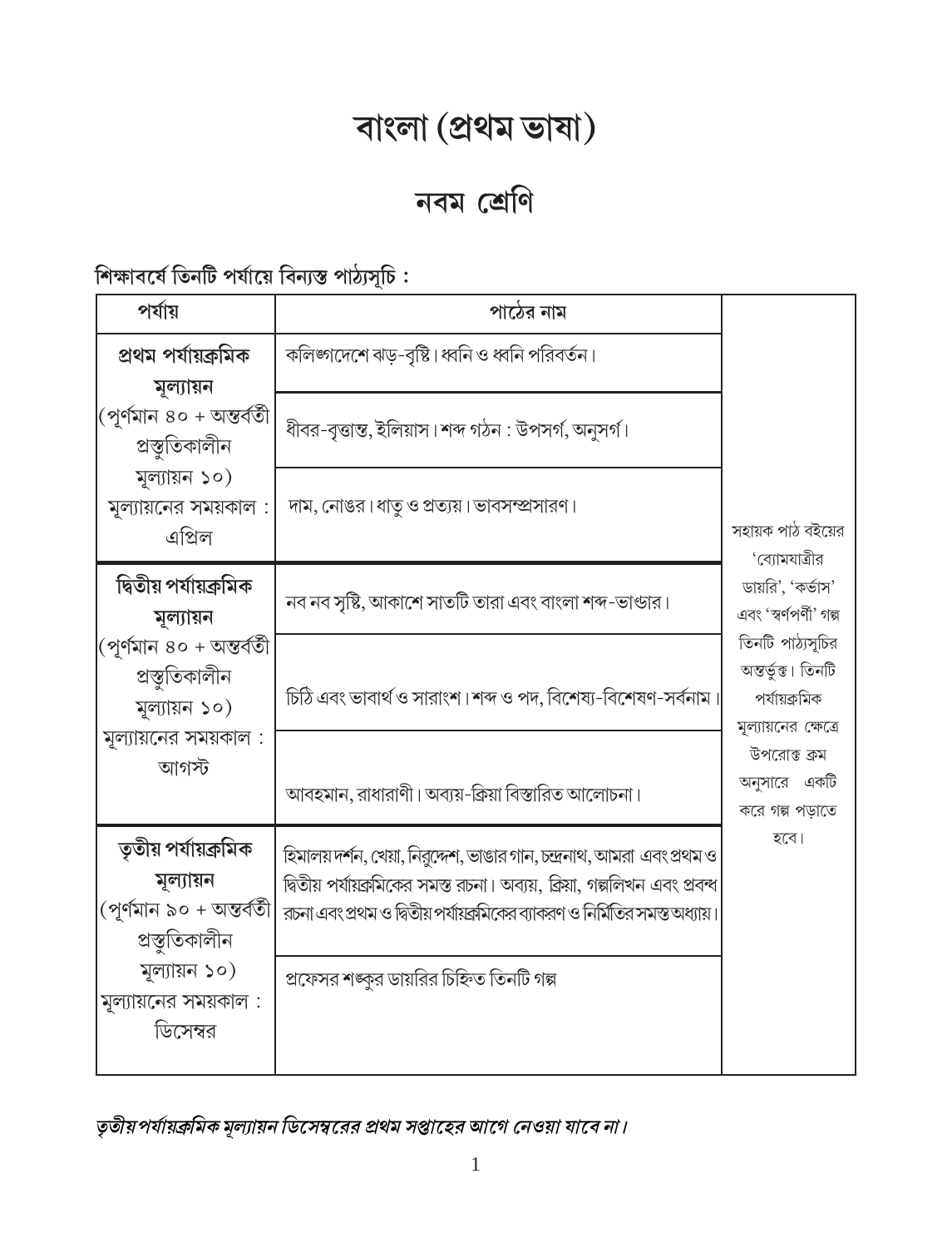# বাংলা (প্রথম ভাষা)

## নবম শ্রেণি

**শিক্ষাবর্ষে তিনটি পর্যায়ে বিন্যস্ত পাঠ্যসূচি :**

| পর্যায় | পাঠের নাম | |
|---|---|---|
| **প্রথম পর্যায়ক্রমিক মূল্যায়ন** (পূর্ণমান ৪০ + অন্তর্বর্তী প্রস্তুতিকালীন মূল্যায়ন ১০) মূল্যায়নের সময়কাল : এপ্রিল | কলিঙ্গদেশে ঝড়-বৃষ্টি। ধ্বনি ও ধ্বনি পরিবর্তন। | সহায়ক পাঠ বইয়ের 'ব্যোমযাত্রীর ডায়রি', 'কর্ভাস' এবং 'স্বর্ণপর্ণী' গল্প তিনটি পাঠ্যসূচির অন্তর্ভুক্ত। তিনটি পর্যায়ক্রমিক মূল্যায়নের ক্ষেত্রে উপরোক্ত ক্রম অনুসারে একটি করে গল্প পড়াতে হবে। |
| | ধীবর-বৃত্তান্ত, ইলিয়াস। শব্দ গঠন : উপসর্গ, অনুসর্গ। | |
| | দাম, নোঙর। ধাতু ও প্রত্যয়। ভাবসম্প্রসারণ। | |
| **দ্বিতীয় পর্যায়ক্রমিক মূল্যায়ন** (পূর্ণমান ৪০ + অন্তর্বর্তী প্রস্তুতিকালীন মূল্যায়ন ১০) মূল্যায়নের সময়কাল : আগস্ট | নব নব সৃষ্টি, আকাশে সাতটি তারা এবং বাংলা শব্দ-ভাণ্ডার। | |
| | চিঠি এবং ভাবার্থ ও সারাংশ। শব্দ ও পদ, বিশেষ্য-বিশেষণ-সর্বনাম। | |
| | আবহমান, রাধারাণী। অব্যয়-ক্রিয়া বিস্তারিত আলোচনা। | |
| **তৃতীয় পর্যায়ক্রমিক মূল্যায়ন** (পূর্ণমান ৯০ + অন্তর্বর্তী প্রস্তুতিকালীন মূল্যায়ন ১০) মূল্যায়নের সময়কাল : ডিসেম্বর | হিমালয় দর্শন, খেয়া, নিরুদ্দেশ, ভাঙার গান, চন্দ্রনাথ, আমরা এবং প্রথম ও দ্বিতীয় পর্যায়ক্রমিকের সমস্ত রচনা। অব্যয়, ক্রিয়া, গল্পলিখন এবং প্রবন্ধ রচনা এবং প্রথম ও দ্বিতীয় পর্যায়ক্রমিকের ব্যাকরণ ও নির্মিতির সমস্ত অধ্যায়। | |
| | প্রফেসর শঙ্কুর ডায়রির চিহ্নিত তিনটি গল্প | |

*তৃতীয় পর্যায়ক্রমিক মূল্যায়ন ডিসেম্বরের প্রথম সপ্তাহের আগে নেওয়া যাবে না।*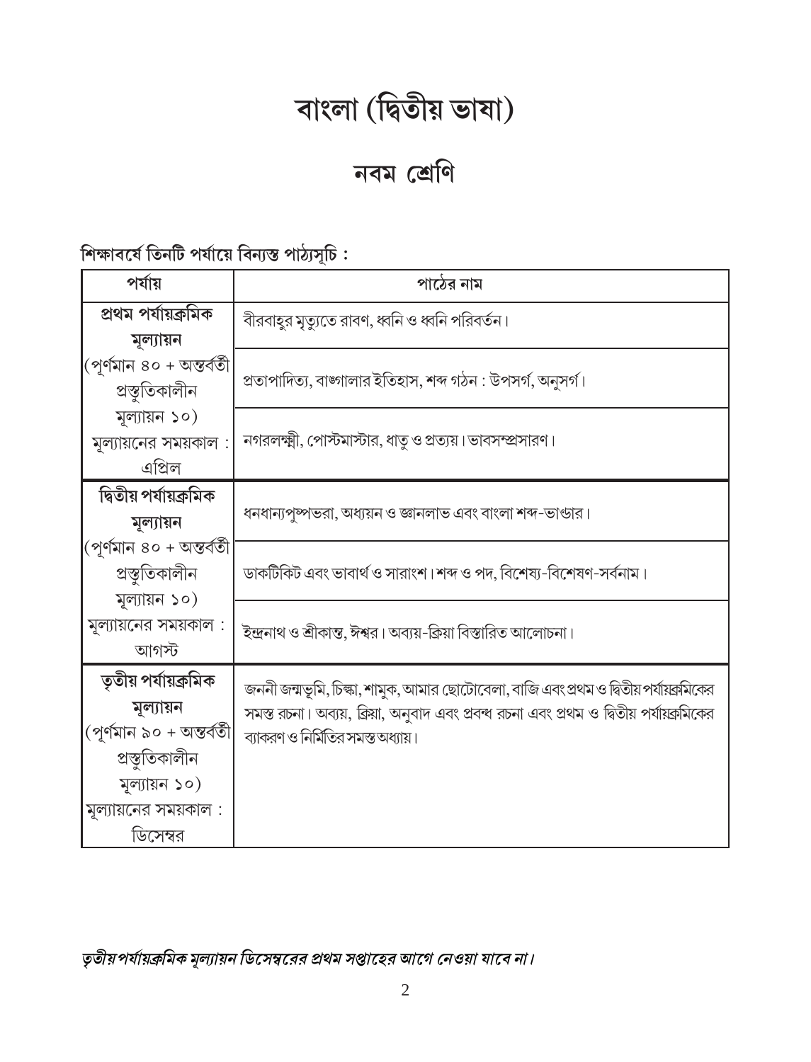# বাংলা (দ্বিতীয় ভাষা)

## নবম শ্রেণি

**শিক্ষাবর্ষে তিনটি পর্যায়ে বিন্যস্ত পাঠ্যসূচি :**

| পর্যায় | পাঠের নাম |
|---|---|
| **প্রথম পর্যায়ক্রমিক মূল্যায়ন** (পূর্ণমান ৪০ + অন্তর্বর্তী প্রস্তুতিকালীন মূল্যায়ন ১০) মূল্যায়নের সময়কাল : এপ্রিল | বীরবাহুর মৃত্যুতে রাবণ, ধ্বনি ও ধ্বনি পরিবর্তন। |
| | প্রতাপাদিত্য, বাঙ্গালার ইতিহাস, শব্দ গঠন : উপসর্গ, অনুসর্গ। |
| | নগরলক্ষ্মী, পোস্টমাস্টার, ধাতু ও প্রত্যয়। ভাবসম্প্রসারণ। |
| **দ্বিতীয় পর্যায়ক্রমিক মূল্যায়ন** (পূর্ণমান ৪০ + অন্তর্বর্তী প্রস্তুতিকালীন মূল্যায়ন ১০) মূল্যায়নের সময়কাল : আগস্ট | ধনধান্যপুষ্পভরা, অধ্যয়ন ও জ্ঞানলাভ এবং বাংলা শব্দ-ভাণ্ডার। |
| | ডাকটিকিট এবং ভাবার্থ ও সারাংশ। শব্দ ও পদ, বিশেষ্য-বিশেষণ-সর্বনাম। |
| | ইন্দ্রনাথ ও শ্রীকান্ত, ঈশ্বর। অব্যয়-ক্রিয়া বিস্তারিত আলোচনা। |
| **তৃতীয় পর্যায়ক্রমিক মূল্যায়ন** (পূর্ণমান ৯০ + অন্তর্বর্তী প্রস্তুতিকালীন মূল্যায়ন ১০) মূল্যায়নের সময়কাল : ডিসেম্বর | জননী জন্মভূমি, চিল্কা, শামুক, আমার ছোটোবেলা, বাজি এবং প্রথম ও দ্বিতীয় পর্যায়ক্রমিকের সমস্ত রচনা। অব্যয়, ক্রিয়া, অনুবাদ এবং প্রবন্ধ রচনা এবং প্রথম ও দ্বিতীয় পর্যায়ক্রমিকের ব্যাকরণ ও নির্মিতির সমস্ত অধ্যায়। |

*তৃতীয় পর্যায়ক্রমিক মূল্যায়ন ডিসেম্বরের প্রথম সপ্তাহের আগে নেওয়া যাবে না।*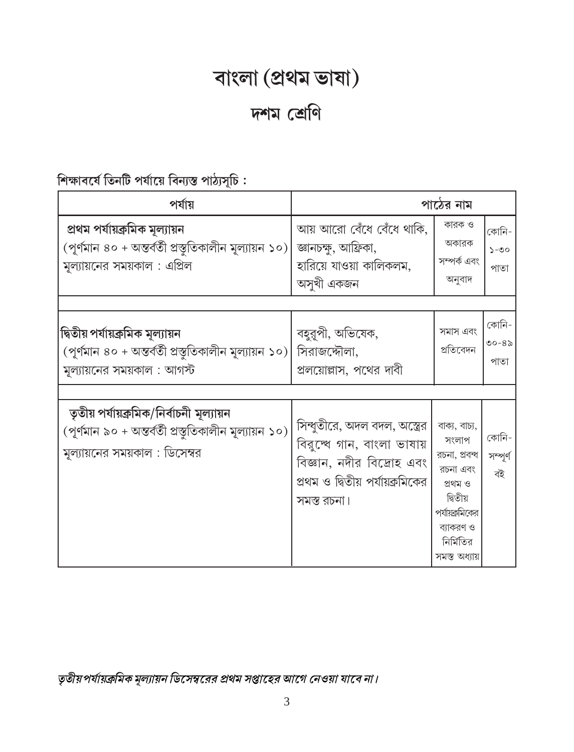# বাংলা (প্রথম ভাষা)

## দশম শ্রেণি

**শিক্ষাবর্ষে তিনটি পর্যায়ে বিন্যস্ত পাঠ্যসূচি :**

| পর্যায় | পাঠের নাম | | |
|---|---|---|---|
| **প্রথম পর্যায়ক্রমিক মূল্যায়ন** (পূর্ণমান ৪০ + অন্তর্বর্তী প্রস্তুতিকালীন মূল্যায়ন ১০) মূল্যায়নের সময়কাল : এপ্রিল | আয় আরো বেঁধে বেঁধে থাকি, জ্ঞানচক্ষু, আফ্রিকা, হারিয়ে যাওয়া কালিকলম, অসুখী একজন | কারক ও অকারক সম্পর্ক এবং অনুবাদ | কোনি- ১-৩০ পাতা |
| **দ্বিতীয় পর্যায়ক্রমিক মূল্যায়ন** (পূর্ণমান ৪০ + অন্তর্বর্তী প্রস্তুতিকালীন মূল্যায়ন ১০) মূল্যায়নের সময়কাল : আগস্ট | বহুরূপী, অভিষেক, সিরাজদ্দৌলা, প্রলয়োল্লাস, পথের দাবী | সমাস এবং প্রতিবেদন | কোনি- ৩০-৪৯ পাতা |
| **তৃতীয় পর্যায়ক্রমিক/নির্বাচনী মূল্যায়ন** (পূর্ণমান ৯০ + অন্তর্বর্তী প্রস্তুতিকালীন মূল্যায়ন ১০) মূল্যায়নের সময়কাল : ডিসেম্বর | সিন্ধুতীরে, অদল বদল, অস্ত্রের বিরুদ্ধে গান, বাংলা ভাষায় বিজ্ঞান, নদীর বিদ্রোহ এবং প্রথম ও দ্বিতীয় পর্যায়ক্রমিকের সমস্ত রচনা। | বাক্য, বাচ্য, সংলাপ রচনা, প্রবন্ধ রচনা এবং প্রথম ও দ্বিতীয় পর্যায়ক্রমিকের ব্যাকরণ ও নির্মিতির সমস্ত অধ্যায় | কোনি- সম্পূর্ণ বই |

*তৃতীয় পর্যায়ক্রমিক মূল্যায়ন ডিসেম্বরের প্রথম সপ্তাহের আগে নেওয়া যাবে না।*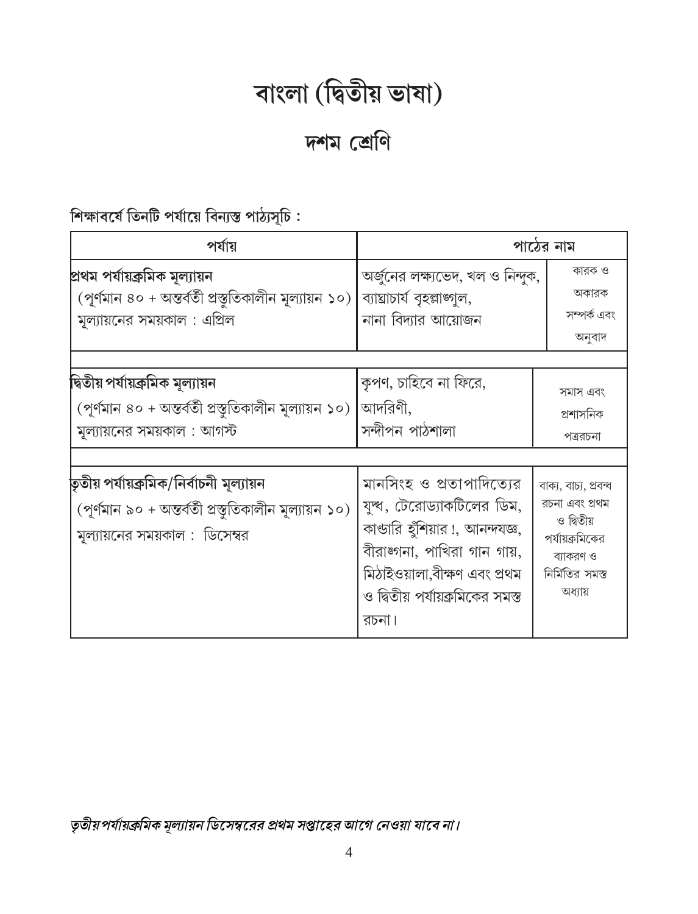# বাংলা (দ্বিতীয় ভাষা)

## দশম শ্রেণি

**শিক্ষাবর্ষে তিনটি পর্যায়ে বিন্যস্ত পাঠ্যসূচি :**

| পর্যায় | পাঠের নাম | |
|---|---|---|
| **প্রথম পর্যায়ক্রমিক মূল্যায়ন** (পূর্ণমান ৪০ + অন্তর্বর্তী প্রস্তুতিকালীন মূল্যায়ন ১০) মূল্যায়নের সময়কাল : এপ্রিল | অর্জুনের লক্ষ্যভেদ, খল ও নিন্দুক, ব্যাঘ্রাচার্য বৃহল্লাঙ্গুল, নানা বিদ্যার আয়োজন | কারক ও অকারক সম্পর্ক এবং অনুবাদ |
| **দ্বিতীয় পর্যায়ক্রমিক মূল্যায়ন** (পূর্ণমান ৪০ + অন্তর্বর্তী প্রস্তুতিকালীন মূল্যায়ন ১০) মূল্যায়নের সময়কাল : আগস্ট | কৃপণ, চাহিবে না ফিরে, আদরিণী, সন্দীপন পাঠশালা | সমাস এবং প্রশাসনিক পত্ররচনা |
| **তৃতীয় পর্যায়ক্রমিক/নির্বাচনী মূল্যায়ন** (পূর্ণমান ৯০ + অন্তর্বর্তী প্রস্তুতিকালীন মূল্যায়ন ১০) মূল্যায়নের সময়কাল : ডিসেম্বর | মানসিংহ ও প্রতাপাদিত্যের যুদ্ধ, টেরোড্যাকটিলের ডিম, কাণ্ডারি হুঁশিয়ার !, আনন্দযজ্ঞ, বীরাঙ্গনা, পাখিরা গান গায়, মিঠাইওয়ালা,বীক্ষণ এবং প্রথম ও দ্বিতীয় পর্যায়ক্রমিকের সমস্ত রচনা। | বাক্য, বাচ্য, প্রবন্ধ রচনা এবং প্রথম ও দ্বিতীয় পর্যায়ক্রমিকের ব্যাকরণ ও নির্মিতির সমস্ত অধ্যায় |

*তৃতীয় পর্যায়ক্রমিক মূল্যায়ন ডিসেম্বরের প্রথম সপ্তাহের আগে নেওয়া যাবে না।*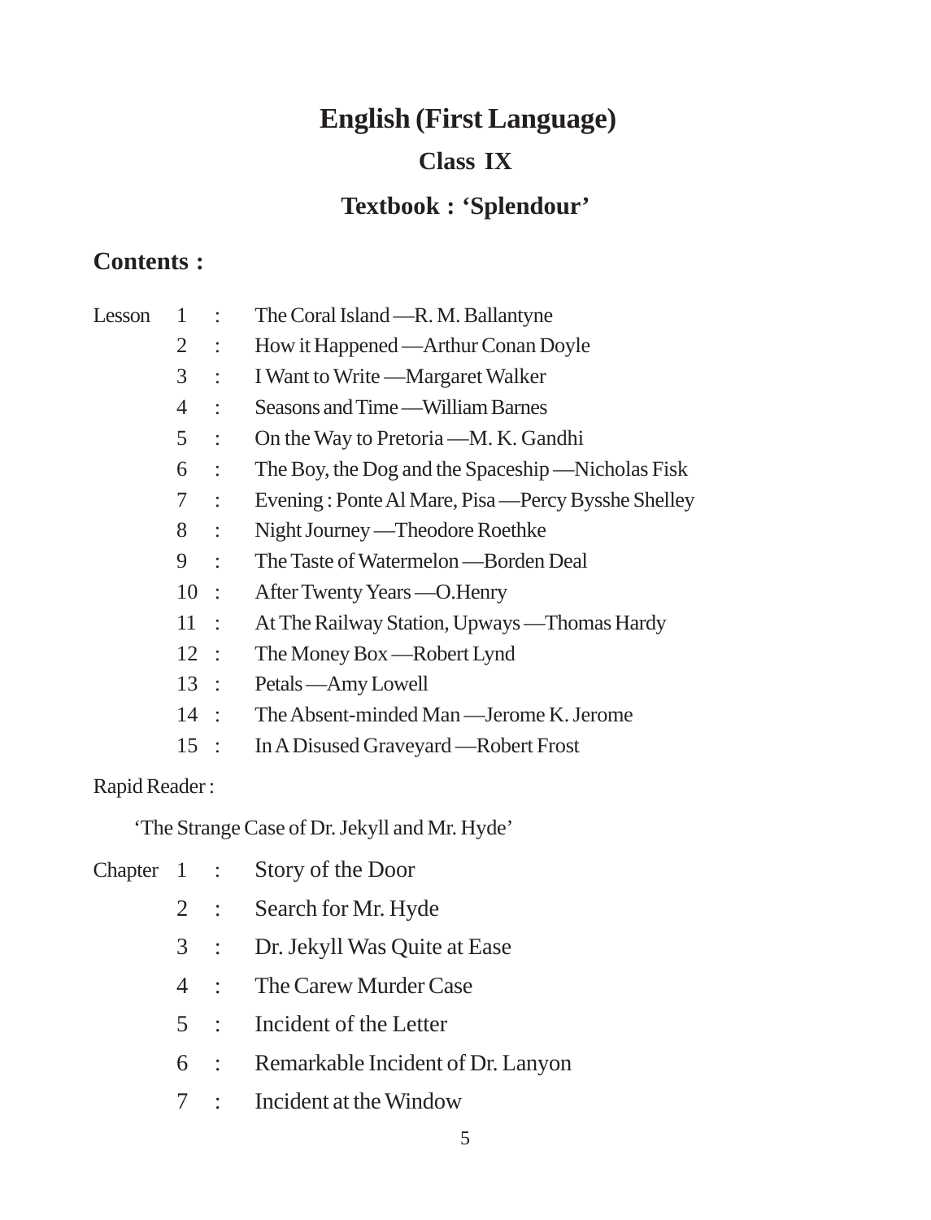# English (First Language)

## Class IX

## Textbook : 'Splendour'

### Contents :

| | | | |
|---|---|---|---|
| Lesson | 1 | : | The Coral Island —R. M. Ballantyne |
| | 2 | : | How it Happened —Arthur Conan Doyle |
| | 3 | : | I Want to Write —Margaret Walker |
| | 4 | : | Seasons and Time —William Barnes |
| | 5 | : | On the Way to Pretoria —M. K. Gandhi |
| | 6 | : | The Boy, the Dog and the Spaceship —Nicholas Fisk |
| | 7 | : | Evening : Ponte Al Mare, Pisa —Percy Bysshe Shelley |
| | 8 | : | Night Journey —Theodore Roethke |
| | 9 | : | The Taste of Watermelon —Borden Deal |
| | 10 | : | After Twenty Years —O.Henry |
| | 11 | : | At The Railway Station, Upways —Thomas Hardy |
| | 12 | : | The Money Box —Robert Lynd |
| | 13 | : | Petals —Amy Lowell |
| | 14 | : | The Absent-minded Man —Jerome K. Jerome |
| | 15 | : | In A Disused Graveyard —Robert Frost |

Rapid Reader :

'The Strange Case of Dr. Jekyll and Mr. Hyde'

| | | | |
|---|---|---|---|
| Chapter | 1 | : | Story of the Door |
| | 2 | : | Search for Mr. Hyde |
| | 3 | : | Dr. Jekyll Was Quite at Ease |
| | 4 | : | The Carew Murder Case |
| | 5 | : | Incident of the Letter |
| | 6 | : | Remarkable Incident of Dr. Lanyon |
| | 7 | : | Incident at the Window |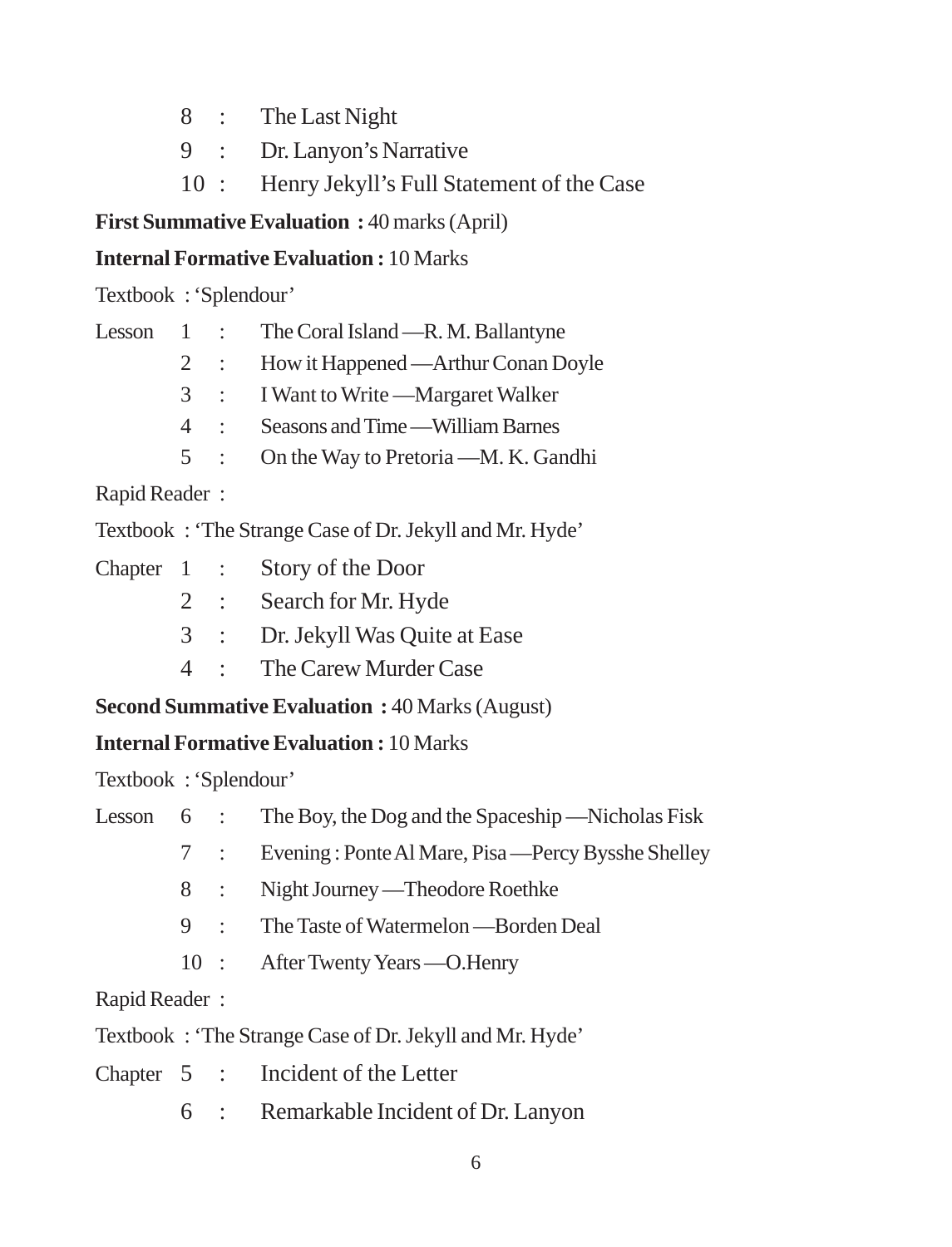8 : The Last Night

9 : Dr. Lanyon's Narrative

10 : Henry Jekyll's Full Statement of the Case

**First Summative Evaluation :** 40 marks (April)

**Internal Formative Evaluation :** 10 Marks

Textbook : 'Splendour'

Lesson 1 : The Coral Island —R. M. Ballantyne

2 : How it Happened —Arthur Conan Doyle

3 : I Want to Write —Margaret Walker

4 : Seasons and Time —William Barnes

5 : On the Way to Pretoria —M. K. Gandhi

Rapid Reader :

Textbook : 'The Strange Case of Dr. Jekyll and Mr. Hyde'

Chapter 1 : Story of the Door

2 : Search for Mr. Hyde

3 : Dr. Jekyll Was Quite at Ease

4 : The Carew Murder Case

**Second Summative Evaluation :** 40 Marks (August)

**Internal Formative Evaluation :** 10 Marks

Textbook : 'Splendour'

Lesson 6 : The Boy, the Dog and the Spaceship —Nicholas Fisk

7 : Evening : Ponte Al Mare, Pisa —Percy Bysshe Shelley

8 : Night Journey —Theodore Roethke

9 : The Taste of Watermelon —Borden Deal

10 : After Twenty Years —O.Henry

Rapid Reader :

Textbook : 'The Strange Case of Dr. Jekyll and Mr. Hyde'

Chapter 5 : Incident of the Letter

6 : Remarkable Incident of Dr. Lanyon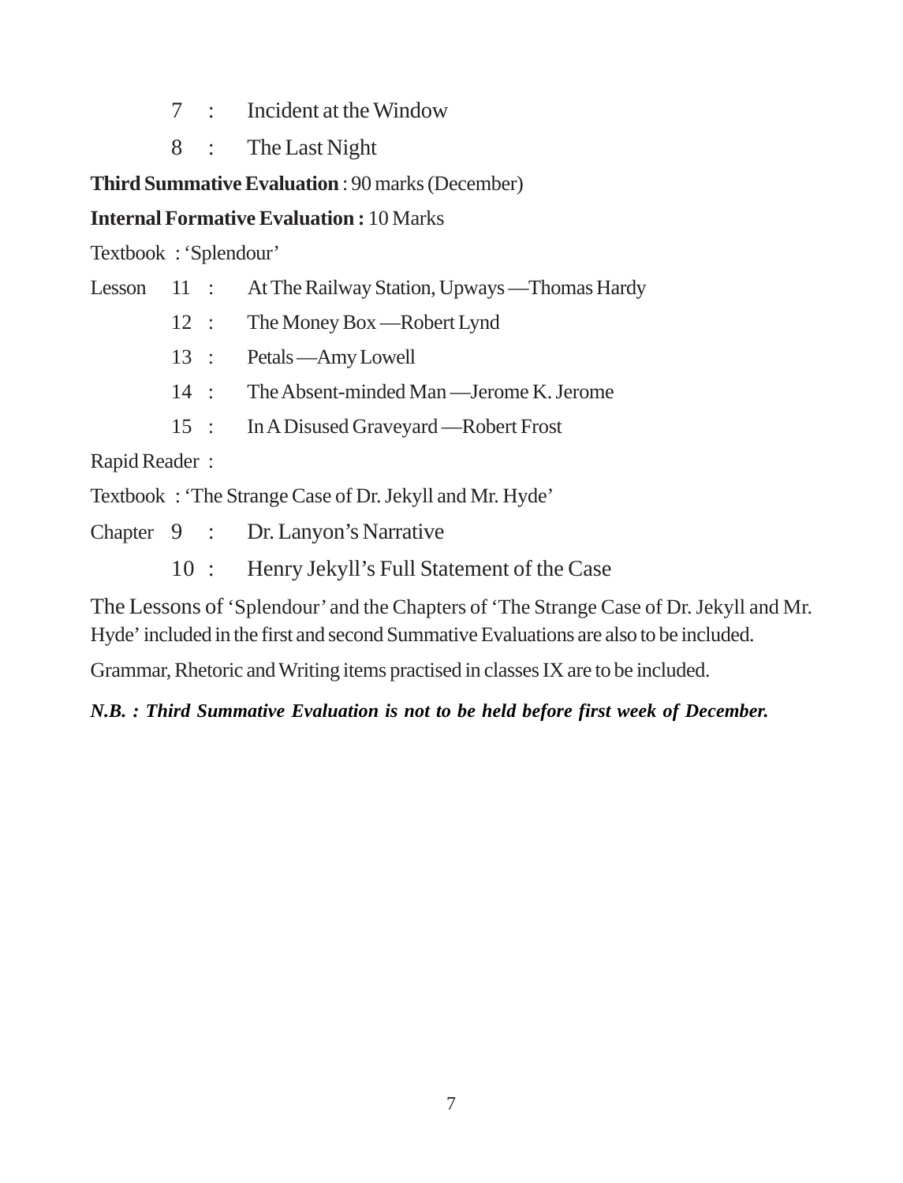7 : Incident at the Window

8 : The Last Night

**Third Summative Evaluation** : 90 marks (December)

**Internal Formative Evaluation :** 10 Marks

Textbook : 'Splendour'

Lesson 11 : At The Railway Station, Upways —Thomas Hardy

12 : The Money Box —Robert Lynd

13 : Petals —Amy Lowell

14 : The Absent-minded Man —Jerome K. Jerome

15 : In A Disused Graveyard —Robert Frost

Rapid Reader :

Textbook : 'The Strange Case of Dr. Jekyll and Mr. Hyde'

Chapter 9 : Dr. Lanyon's Narrative

10 : Henry Jekyll's Full Statement of the Case

The Lessons of 'Splendour' and the Chapters of 'The Strange Case of Dr. Jekyll and Mr. Hyde' included in the first and second Summative Evaluations are also to be included.

Grammar, Rhetoric and Writing items practised in classes IX are to be included.

***N.B. : Third Summative Evaluation is not to be held before first week of December.***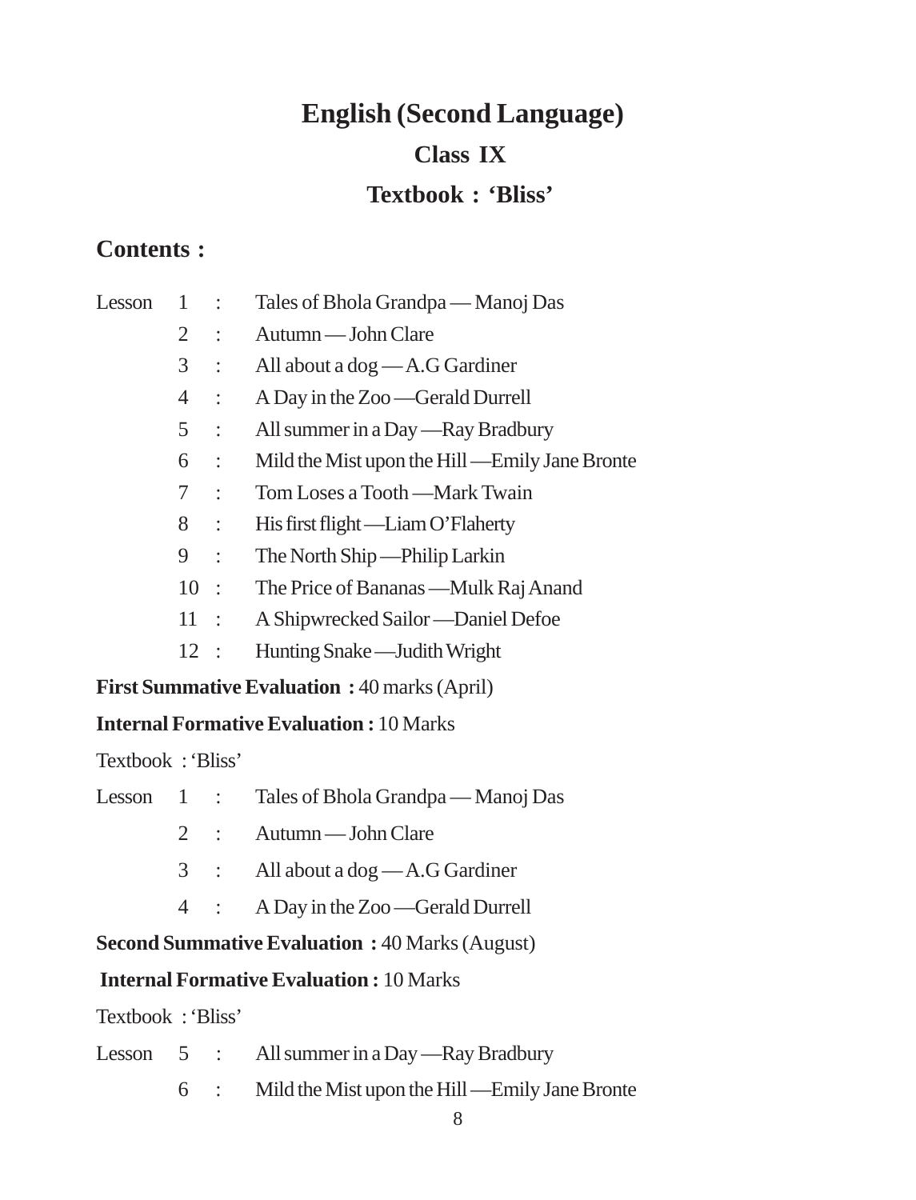# English (Second Language)

## Class IX

## Textbook : 'Bliss'

**Contents :**

Lesson 1 : Tales of Bhola Grandpa — Manoj Das

2 : Autumn — John Clare

3 : All about a dog — A.G Gardiner

4 : A Day in the Zoo —Gerald Durrell

5 : All summer in a Day —Ray Bradbury

6 : Mild the Mist upon the Hill —Emily Jane Bronte

7 : Tom Loses a Tooth —Mark Twain

8 : His first flight —Liam O'Flaherty

9 : The North Ship —Philip Larkin

10 : The Price of Bananas —Mulk Raj Anand

11 : A Shipwrecked Sailor —Daniel Defoe

12 : Hunting Snake —Judith Wright

**First Summative Evaluation :** 40 marks (April)

**Internal Formative Evaluation :** 10 Marks

Textbook : 'Bliss'

Lesson 1 : Tales of Bhola Grandpa — Manoj Das

2 : Autumn — John Clare

3 : All about a dog — A.G Gardiner

4 : A Day in the Zoo —Gerald Durrell

**Second Summative Evaluation :** 40 Marks (August)

**Internal Formative Evaluation :** 10 Marks

Textbook : 'Bliss'

Lesson 5 : All summer in a Day —Ray Bradbury

6 : Mild the Mist upon the Hill —Emily Jane Bronte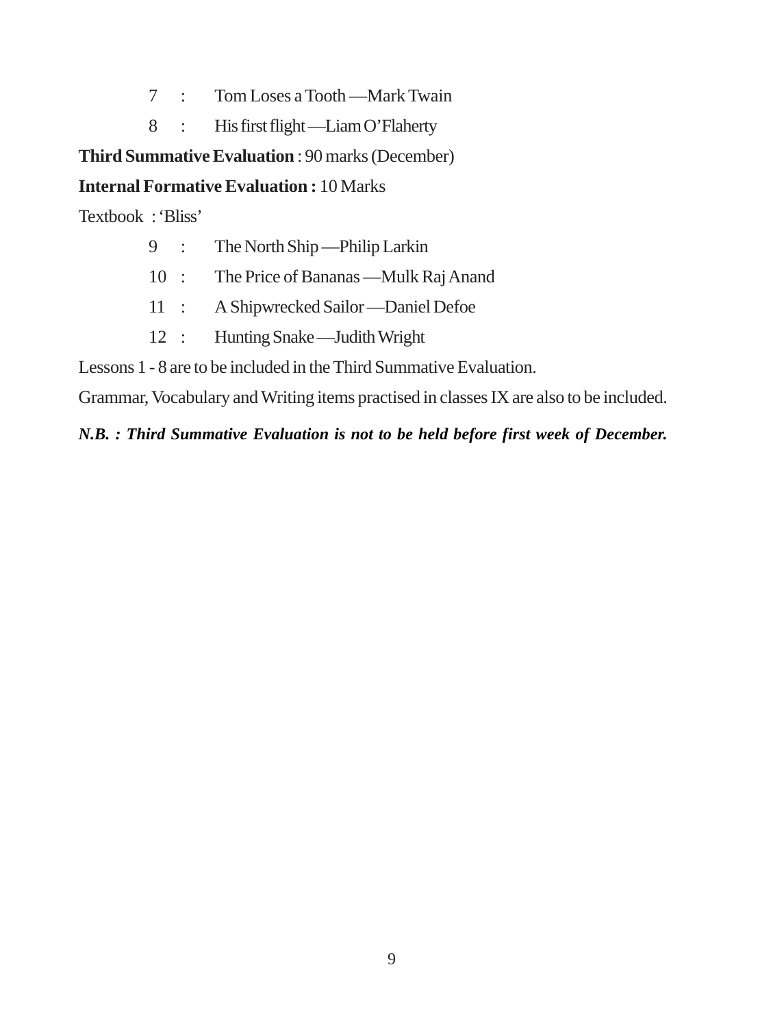7 : Tom Loses a Tooth —Mark Twain

8 : His first flight —Liam O'Flaherty

**Third Summative Evaluation** : 90 marks (December)

**Internal Formative Evaluation :** 10 Marks

Textbook : 'Bliss'

9 : The North Ship —Philip Larkin

10 : The Price of Bananas —Mulk Raj Anand

11 : A Shipwrecked Sailor —Daniel Defoe

12 : Hunting Snake —Judith Wright

Lessons 1 - 8 are to be included in the Third Summative Evaluation.

Grammar, Vocabulary and Writing items practised in classes IX are also to be included.

***N.B. : Third Summative Evaluation is not to be held before first week of December.***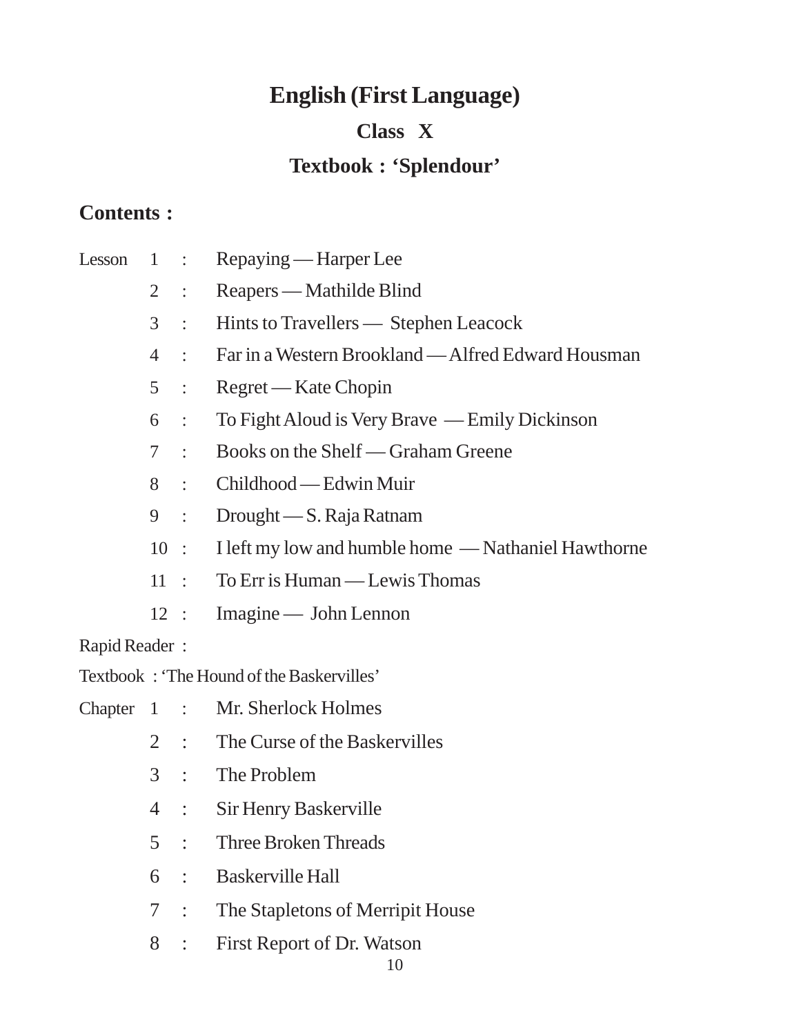# English (First Language)

## Class X

## Textbook : 'Splendour'

**Contents :**

| | | | |
|---|---|---|---|
| Lesson | 1 | : | Repaying — Harper Lee |
| | 2 | : | Reapers — Mathilde Blind |
| | 3 | : | Hints to Travellers — Stephen Leacock |
| | 4 | : | Far in a Western Brookland — Alfred Edward Housman |
| | 5 | : | Regret — Kate Chopin |
| | 6 | : | To Fight Aloud is Very Brave — Emily Dickinson |
| | 7 | : | Books on the Shelf — Graham Greene |
| | 8 | : | Childhood — Edwin Muir |
| | 9 | : | Drought — S. Raja Ratnam |
| | 10 | : | I left my low and humble home — Nathaniel Hawthorne |
| | 11 | : | To Err is Human — Lewis Thomas |
| | 12 | : | Imagine — John Lennon |

Rapid Reader :

Textbook : 'The Hound of the Baskervilles'

| | | | |
|---|---|---|---|
| Chapter | 1 | : | Mr. Sherlock Holmes |
| | 2 | : | The Curse of the Baskervilles |
| | 3 | : | The Problem |
| | 4 | : | Sir Henry Baskerville |
| | 5 | : | Three Broken Threads |
| | 6 | : | Baskerville Hall |
| | 7 | : | The Stapletons of Merripit House |
| | 8 | : | First Report of Dr. Watson |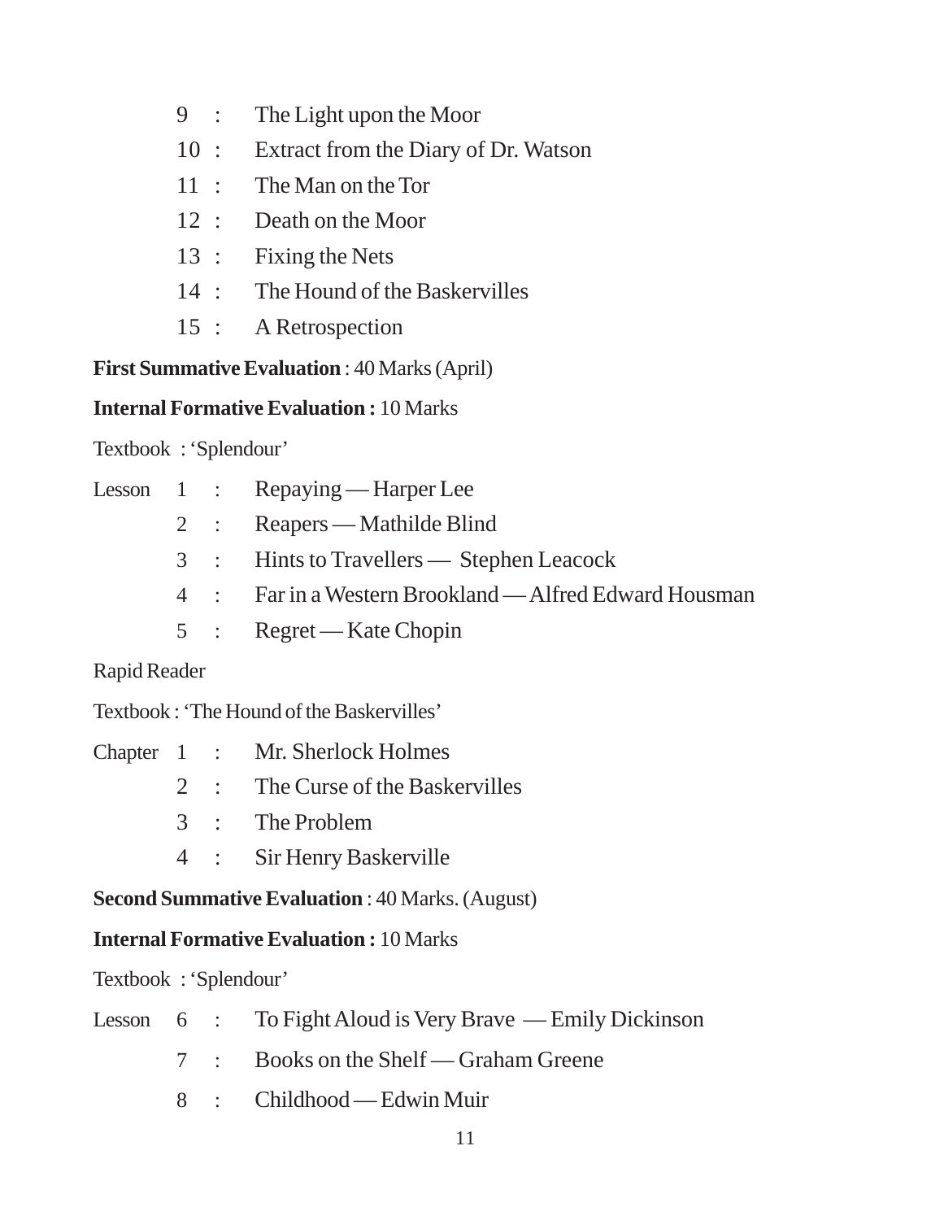9 : The Light upon the Moor

10 : Extract from the Diary of Dr. Watson

11 : The Man on the Tor

12 : Death on the Moor

13 : Fixing the Nets

14 : The Hound of the Baskervilles

15 : A Retrospection

**First Summative Evaluation** : 40 Marks (April)

**Internal Formative Evaluation :** 10 Marks

Textbook : 'Splendour'

Lesson 1 : Repaying — Harper Lee

2 : Reapers — Mathilde Blind

3 : Hints to Travellers — Stephen Leacock

4 : Far in a Western Brookland — Alfred Edward Housman

5 : Regret — Kate Chopin

Rapid Reader

Textbook : 'The Hound of the Baskervilles'

Chapter 1 : Mr. Sherlock Holmes

2 : The Curse of the Baskervilles

3 : The Problem

4 : Sir Henry Baskerville

**Second Summative Evaluation** : 40 Marks. (August)

**Internal Formative Evaluation :** 10 Marks

Textbook : 'Splendour'

Lesson 6 : To Fight Aloud is Very Brave — Emily Dickinson

7 : Books on the Shelf — Graham Greene

8 : Childhood — Edwin Muir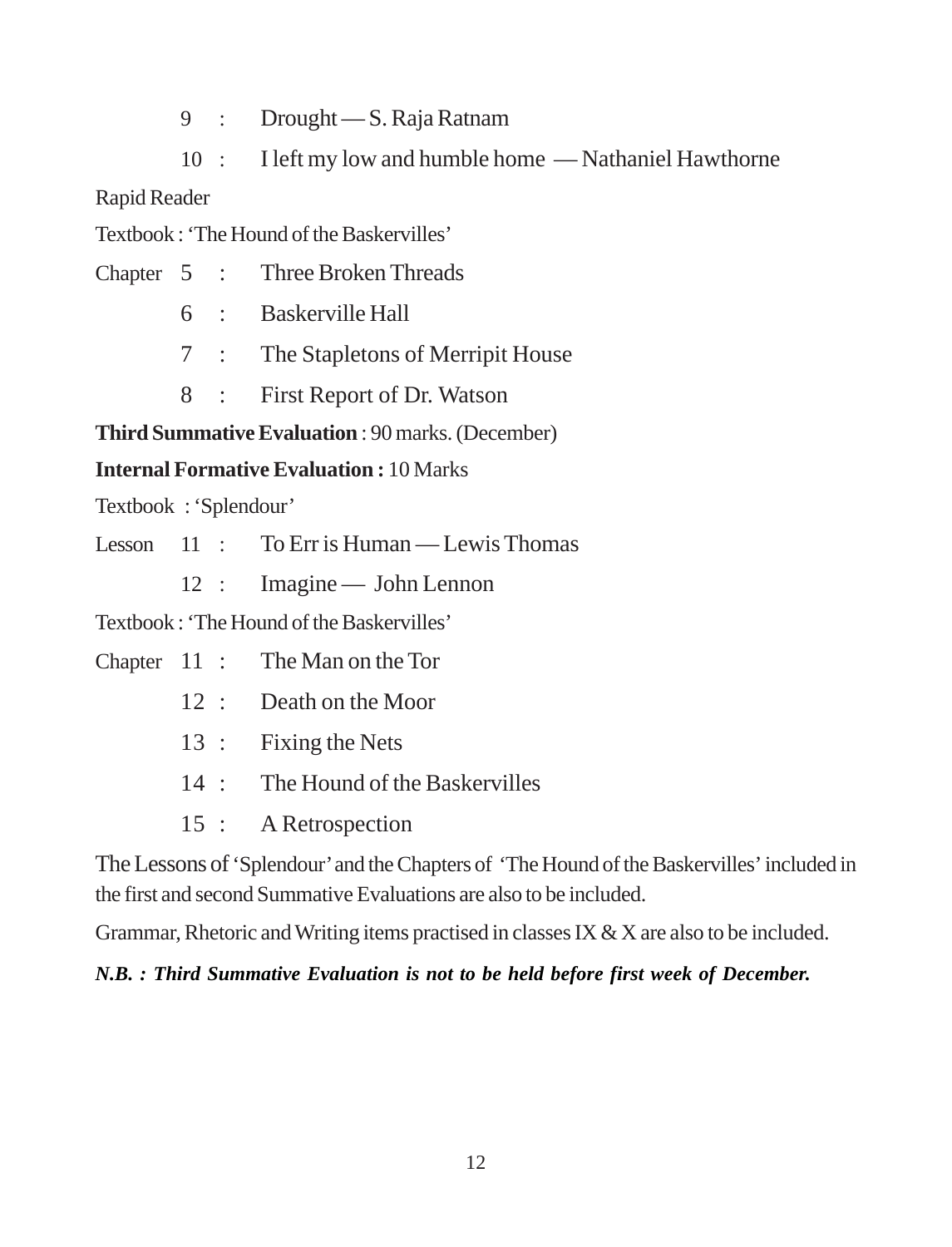9 : Drought — S. Raja Ratnam

10 : I left my low and humble home — Nathaniel Hawthorne

Rapid Reader

Textbook : 'The Hound of the Baskervilles'

Chapter 5 : Three Broken Threads

6 : Baskerville Hall

7 : The Stapletons of Merripit House

8 : First Report of Dr. Watson

**Third Summative Evaluation** : 90 marks. (December)

**Internal Formative Evaluation :** 10 Marks

Textbook : 'Splendour'

Lesson 11 : To Err is Human — Lewis Thomas

12 : Imagine — John Lennon

Textbook : 'The Hound of the Baskervilles'

Chapter 11 : The Man on the Tor

12 : Death on the Moor

13 : Fixing the Nets

14 : The Hound of the Baskervilles

15 : A Retrospection

The Lessons of 'Splendour' and the Chapters of 'The Hound of the Baskervilles' included in the first and second Summative Evaluations are also to be included.

Grammar, Rhetoric and Writing items practised in classes IX & X are also to be included.

***N.B. : Third Summative Evaluation is not to be held before first week of December.***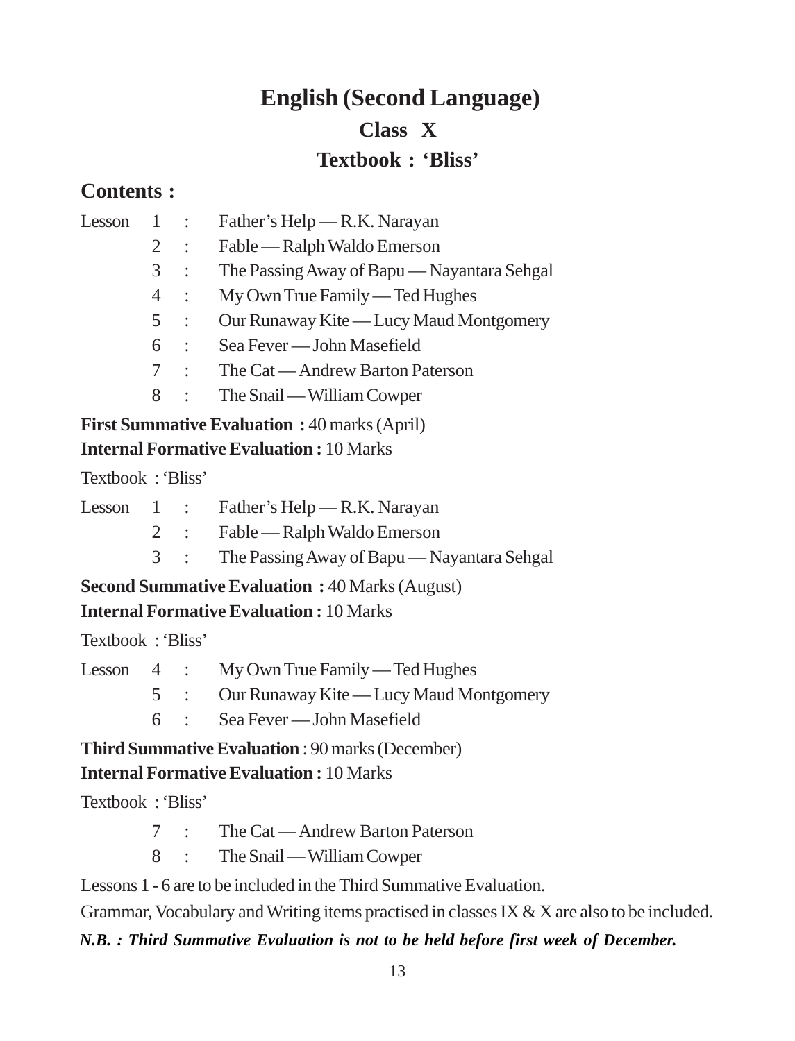# English (Second Language)

## Class X

## Textbook : 'Bliss'

### Contents :

Lesson 1 : Father's Help — R.K. Narayan
2 : Fable — Ralph Waldo Emerson
3 : The Passing Away of Bapu — Nayantara Sehgal
4 : My Own True Family — Ted Hughes
5 : Our Runaway Kite — Lucy Maud Montgomery
6 : Sea Fever — John Masefield
7 : The Cat — Andrew Barton Paterson
8 : The Snail — William Cowper

**First Summative Evaluation :** 40 marks (April)
**Internal Formative Evaluation :** 10 Marks

Textbook : 'Bliss'

Lesson 1 : Father's Help — R.K. Narayan
2 : Fable — Ralph Waldo Emerson
3 : The Passing Away of Bapu — Nayantara Sehgal

**Second Summative Evaluation :** 40 Marks (August)
**Internal Formative Evaluation :** 10 Marks

Textbook : 'Bliss'

Lesson 4 : My Own True Family — Ted Hughes
5 : Our Runaway Kite — Lucy Maud Montgomery
6 : Sea Fever — John Masefield

**Third Summative Evaluation** : 90 marks (December)
**Internal Formative Evaluation :** 10 Marks

Textbook : 'Bliss'

7 : The Cat — Andrew Barton Paterson
8 : The Snail — William Cowper

Lessons 1 - 6 are to be included in the Third Summative Evaluation.

Grammar, Vocabulary and Writing items practised in classes IX & X are also to be included.

***N.B. : Third Summative Evaluation is not to be held before first week of December.***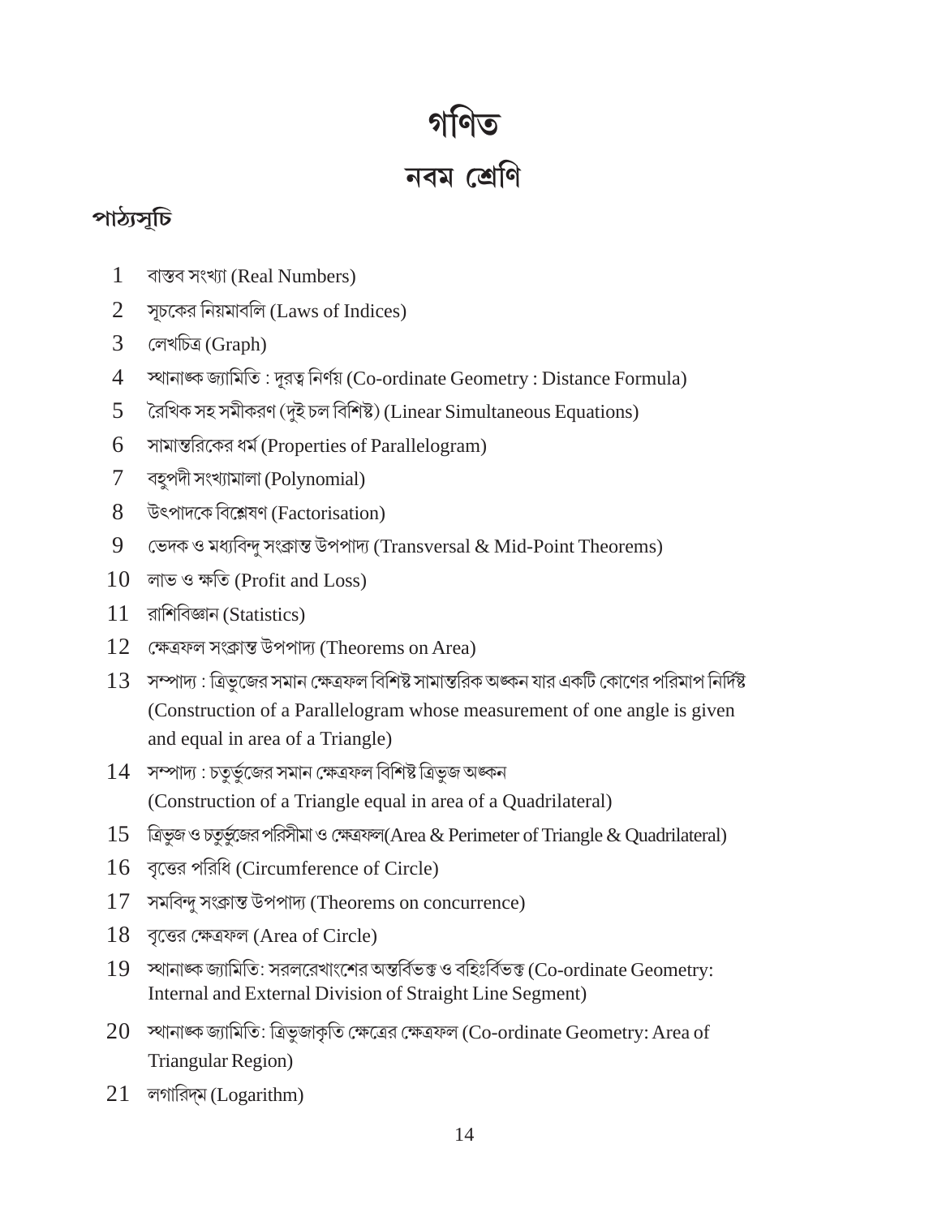# গণিত

## নবম শ্রেণি

### পাঠ্যসূচি

1. বাস্তব সংখ্যা (Real Numbers)
2. সূচকের নিয়মাবলি (Laws of Indices)
3. লেখচিত্র (Graph)
4. স্থানাঙ্ক জ্যামিতি : দূরত্ব নির্ণয় (Co-ordinate Geometry : Distance Formula)
5. রৈখিক সহ সমীকরণ (দুই চল বিশিষ্ট) (Linear Simultaneous Equations)
6. সামান্তরিকের ধর্ম (Properties of Parallelogram)
7. বহুপদী সংখ্যামালা (Polynomial)
8. উৎপাদকে বিশ্লেষণ (Factorisation)
9. ভেদক ও মধ্যবিন্দু সংক্রান্ত উপপাদ্য (Transversal & Mid-Point Theorems)
10. লাভ ও ক্ষতি (Profit and Loss)
11. রাশিবিজ্ঞান (Statistics)
12. ক্ষেত্রফল সংক্রান্ত উপপাদ্য (Theorems on Area)
13. সম্পাদ্য : ত্রিভুজের সমান ক্ষেত্রফল বিশিষ্ট সামান্তরিক অঙ্কন যার একটি কোণের পরিমাপ নির্দিষ্ট (Construction of a Parallelogram whose measurement of one angle is given and equal in area of a Triangle)
14. সম্পাদ্য : চতুর্ভুজের সমান ক্ষেত্রফল বিশিষ্ট ত্রিভুজ অঙ্কন (Construction of a Triangle equal in area of a Quadrilateral)
15. ত্রিভুজ ও চতুর্ভুজের পরিসীমা ও ক্ষেত্রফল(Area & Perimeter of Triangle & Quadrilateral)
16. বৃত্তের পরিধি (Circumference of Circle)
17. সমবিন্দু সংক্রান্ত উপপাদ্য (Theorems on concurrence)
18. বৃত্তের ক্ষেত্রফল (Area of Circle)
19. স্থানাঙ্ক জ্যামিতি: সরলরেখাংশের অন্তর্বিভক্ত ও বহিঃর্বিভক্ত (Co-ordinate Geometry: Internal and External Division of Straight Line Segment)
20. স্থানাঙ্ক জ্যামিতি: ত্রিভুজাকৃতি ক্ষেত্রের ক্ষেত্রফল (Co-ordinate Geometry: Area of Triangular Region)
21. লগারিদ্‌ম (Logarithm)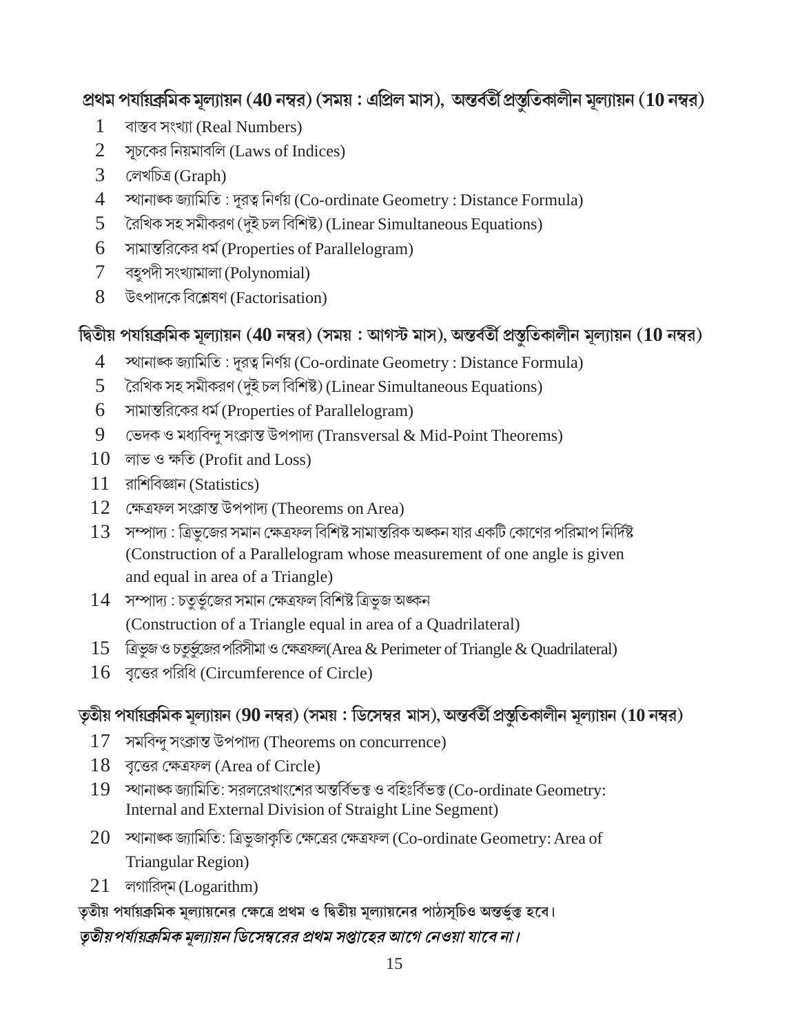### প্রথম পর্যায়ক্রমিক মূল্যায়ন (40 নম্বর) (সময় : এপ্রিল মাস), অন্তর্বর্তী প্রস্তুতিকালীন মূল্যায়ন (10 নম্বর)

1 বাস্তব সংখ্যা (Real Numbers)

2 সূচকের নিয়মাবলি (Laws of Indices)

3 লেখচিত্র (Graph)

4 স্থানাঙ্ক জ্যামিতি : দূরত্ব নির্ণয় (Co-ordinate Geometry : Distance Formula)

5 রৈখিক সহ সমীকরণ (দুই চল বিশিষ্ট) (Linear Simultaneous Equations)

6 সামান্তরিকের ধর্ম (Properties of Parallelogram)

7 বহুপদী সংখ্যামালা (Polynomial)

8 উৎপাদকে বিশ্লেষণ (Factorisation)

### দ্বিতীয় পর্যায়ক্রমিক মূল্যায়ন (40 নম্বর) (সময় : আগস্ট মাস), অন্তর্বর্তী প্রস্তুতিকালীন মূল্যায়ন (10 নম্বর)

4 স্থানাঙ্ক জ্যামিতি : দূরত্ব নির্ণয় (Co-ordinate Geometry : Distance Formula)

5 রৈখিক সহ সমীকরণ (দুই চল বিশিষ্ট) (Linear Simultaneous Equations)

6 সামান্তরিকের ধর্ম (Properties of Parallelogram)

9 ভেদক ও মধ্যবিন্দু সংক্রান্ত উপপাদ্য (Transversal & Mid-Point Theorems)

10 লাভ ও ক্ষতি (Profit and Loss)

11 রাশিবিজ্ঞান (Statistics)

12 ক্ষেত্রফল সংক্রান্ত উপপাদ্য (Theorems on Area)

13 সম্পাদ্য : ত্রিভুজের সমান ক্ষেত্রফল বিশিষ্ট সামান্তরিক অঙ্কন যার একটি কোণের পরিমাপ নির্দিষ্ট (Construction of a Parallelogram whose measurement of one angle is given and equal in area of a Triangle)

14 সম্পাদ্য : চতুর্ভুজের সমান ক্ষেত্রফল বিশিষ্ট ত্রিভুজ অঙ্কন (Construction of a Triangle equal in area of a Quadrilateral)

15 ত্রিভুজ ও চতুর্ভুজের পরিসীমা ও ক্ষেত্রফল(Area & Perimeter of Triangle & Quadrilateral)

16 বৃত্তের পরিধি (Circumference of Circle)

### তৃতীয় পর্যায়ক্রমিক মূল্যায়ন (90 নম্বর) (সময় : ডিসেম্বর মাস), অন্তর্বর্তী প্রস্তুতিকালীন মূল্যায়ন (10 নম্বর)

17 সমবিন্দু সংক্রান্ত উপপাদ্য (Theorems on concurrence)

18 বৃত্তের ক্ষেত্রফল (Area of Circle)

19 স্থানাঙ্ক জ্যামিতি: সরলরেখাংশের অন্তর্বিভক্ত ও বহিঃর্বিভক্ত (Co-ordinate Geometry: Internal and External Division of Straight Line Segment)

20 স্থানাঙ্ক জ্যামিতি: ত্রিভুজাকৃতি ক্ষেত্রের ক্ষেত্রফল (Co-ordinate Geometry: Area of Triangular Region)

21 লগারিদ্‌ম (Logarithm)

**তৃতীয় পর্যায়ক্রমিক মূল্যায়নের ক্ষেত্রে প্রথম ও দ্বিতীয় মূল্যায়নের পাঠ্যসূচিও অন্তর্ভুক্ত হবে।**

***তৃতীয় পর্যায়ক্রমিক মূল্যায়ন ডিসেম্বরের প্রথম সপ্তাহের আগে নেওয়া যাবে না।***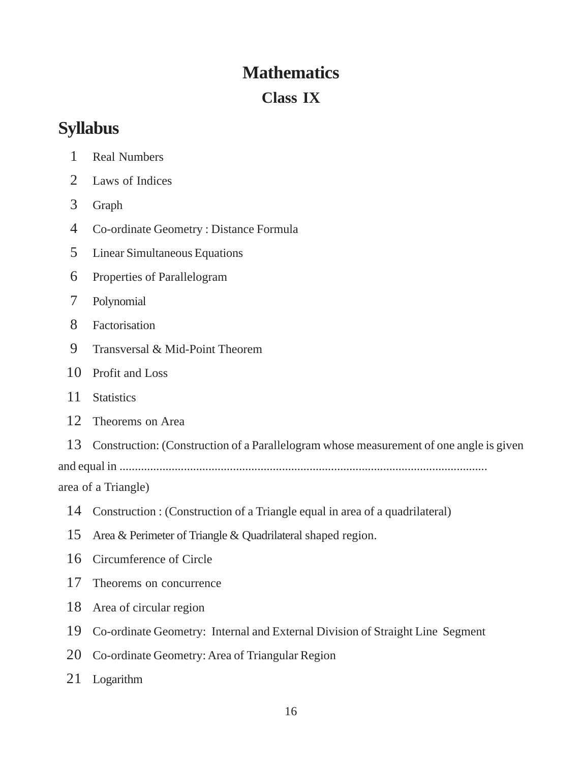# Mathematics

## Class IX

## Syllabus

1. Real Numbers
2. Laws of Indices
3. Graph
4. Co-ordinate Geometry : Distance Formula
5. Linear Simultaneous Equations
6. Properties of Parallelogram
7. Polynomial
8. Factorisation
9. Transversal & Mid-Point Theorem
10. Profit and Loss
11. Statistics
12. Theorems on Area
13. Construction: (Construction of a Parallelogram whose measurement of one angle is given and equal in ........................................................................................................................ area of a Triangle)
14. Construction : (Construction of a Triangle equal in area of a quadrilateral)
15. Area & Perimeter of Triangle & Quadrilateral shaped region.
16. Circumference of Circle
17. Theorems on concurrence
18. Area of circular region
19. Co-ordinate Geometry: Internal and External Division of Straight Line Segment
20. Co-ordinate Geometry: Area of Triangular Region
21. Logarithm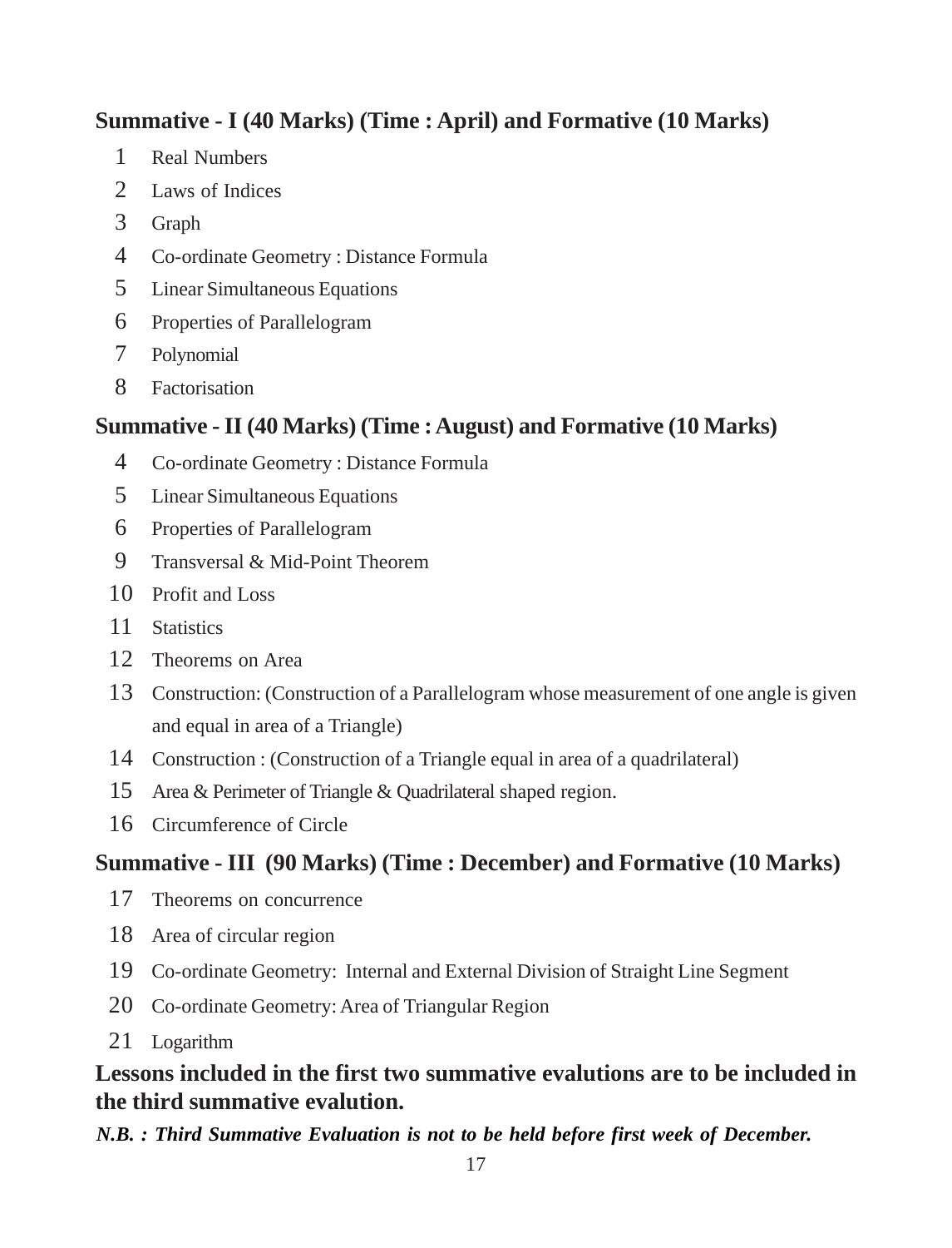**Summative - I (40 Marks) (Time : April) and Formative (10 Marks)**

1. Real Numbers
2. Laws of Indices
3. Graph
4. Co-ordinate Geometry : Distance Formula
5. Linear Simultaneous Equations
6. Properties of Parallelogram
7. Polynomial
8. Factorisation

**Summative - II (40 Marks) (Time : August) and Formative (10 Marks)**

4. Co-ordinate Geometry : Distance Formula
5. Linear Simultaneous Equations
6. Properties of Parallelogram
9. Transversal & Mid-Point Theorem
10. Profit and Loss
11. Statistics
12. Theorems on Area
13. Construction: (Construction of a Parallelogram whose measurement of one angle is given and equal in area of a Triangle)
14. Construction : (Construction of a Triangle equal in area of a quadrilateral)
15. Area & Perimeter of Triangle & Quadrilateral shaped region.
16. Circumference of Circle

**Summative - III (90 Marks) (Time : December) and Formative (10 Marks)**

17. Theorems on concurrence
18. Area of circular region
19. Co-ordinate Geometry: Internal and External Division of Straight Line Segment
20. Co-ordinate Geometry: Area of Triangular Region
21. Logarithm

**Lessons included in the first two summative evalutions are to be included in the third summative evalution.**

***N.B. : Third Summative Evaluation is not to be held before first week of December.***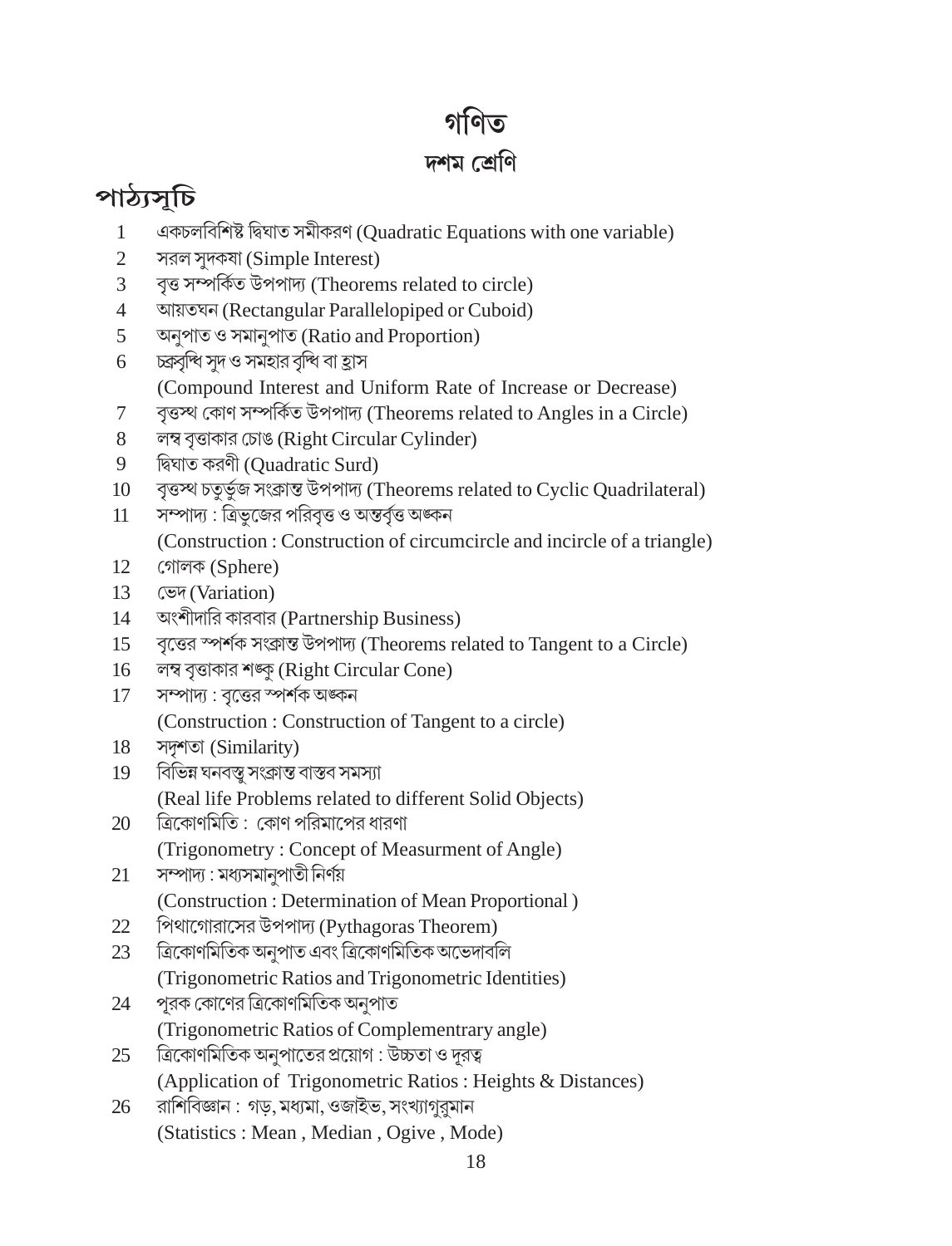# গণিত

## দশম শ্রেণি

## পাঠ্যসূচি

1. একচলবিশিষ্ট দ্বিঘাত সমীকরণ (Quadratic Equations with one variable)
2. সরল সুদকষা (Simple Interest)
3. বৃত্ত সম্পর্কিত উপপাদ্য (Theorems related to circle)
4. আয়তঘন (Rectangular Parallelopiped or Cuboid)
5. অনুপাত ও সমানুপাত (Ratio and Proportion)
6. চক্রবৃদ্ধি সুদ ও সমহার বৃদ্ধি বা হ্রাস (Compound Interest and Uniform Rate of Increase or Decrease)
7. বৃত্তস্থ কোণ সম্পর্কিত উপপাদ্য (Theorems related to Angles in a Circle)
8. লম্ব বৃত্তাকার চোঙ (Right Circular Cylinder)
9. দ্বিঘাত করণী (Quadratic Surd)
10. বৃত্তস্থ চতুর্ভুজ সংক্রান্ত উপপাদ্য (Theorems related to Cyclic Quadrilateral)
11. সম্পাদ্য : ত্রিভুজের পরিবৃত্ত ও অন্তর্বৃত্ত অঙ্কন (Construction : Construction of circumcircle and incircle of a triangle)
12. গোলক (Sphere)
13. ভেদ (Variation)
14. অংশীদারি কারবার (Partnership Business)
15. বৃত্তের স্পর্শক সংক্রান্ত উপপাদ্য (Theorems related to Tangent to a Circle)
16. লম্ব বৃত্তাকার শঙ্কু (Right Circular Cone)
17. সম্পাদ্য : বৃত্তের স্পর্শক অঙ্কন (Construction : Construction of Tangent to a circle)
18. সদৃশতা (Similarity)
19. বিভিন্ন ঘনবস্তু সংক্রান্ত বাস্তব সমস্যা (Real life Problems related to different Solid Objects)
20. ত্রিকোণমিতি : কোণ পরিমাপের ধারণা (Trigonometry : Concept of Measurment of Angle)
21. সম্পাদ্য : মধ্যসমানুপাতী নির্ণয় (Construction : Determination of Mean Proportional )
22. পিথাগোরাসের উপপাদ্য (Pythagoras Theorem)
23. ত্রিকোণমিতিক অনুপাত এবং ত্রিকোণমিতিক অভেদাবলি (Trigonometric Ratios and Trigonometric Identities)
24. পূরক কোণের ত্রিকোণমিতিক অনুপাত (Trigonometric Ratios of Complementrary angle)
25. ত্রিকোণমিতিক অনুপাতের প্রয়োগ : উচ্চতা ও দূরত্ব (Application of Trigonometric Ratios : Heights & Distances)
26. রাশিবিজ্ঞান : গড়, মধ্যমা, ওজাইভ, সংখ্যাগুরুমান (Statistics : Mean , Median , Ogive , Mode)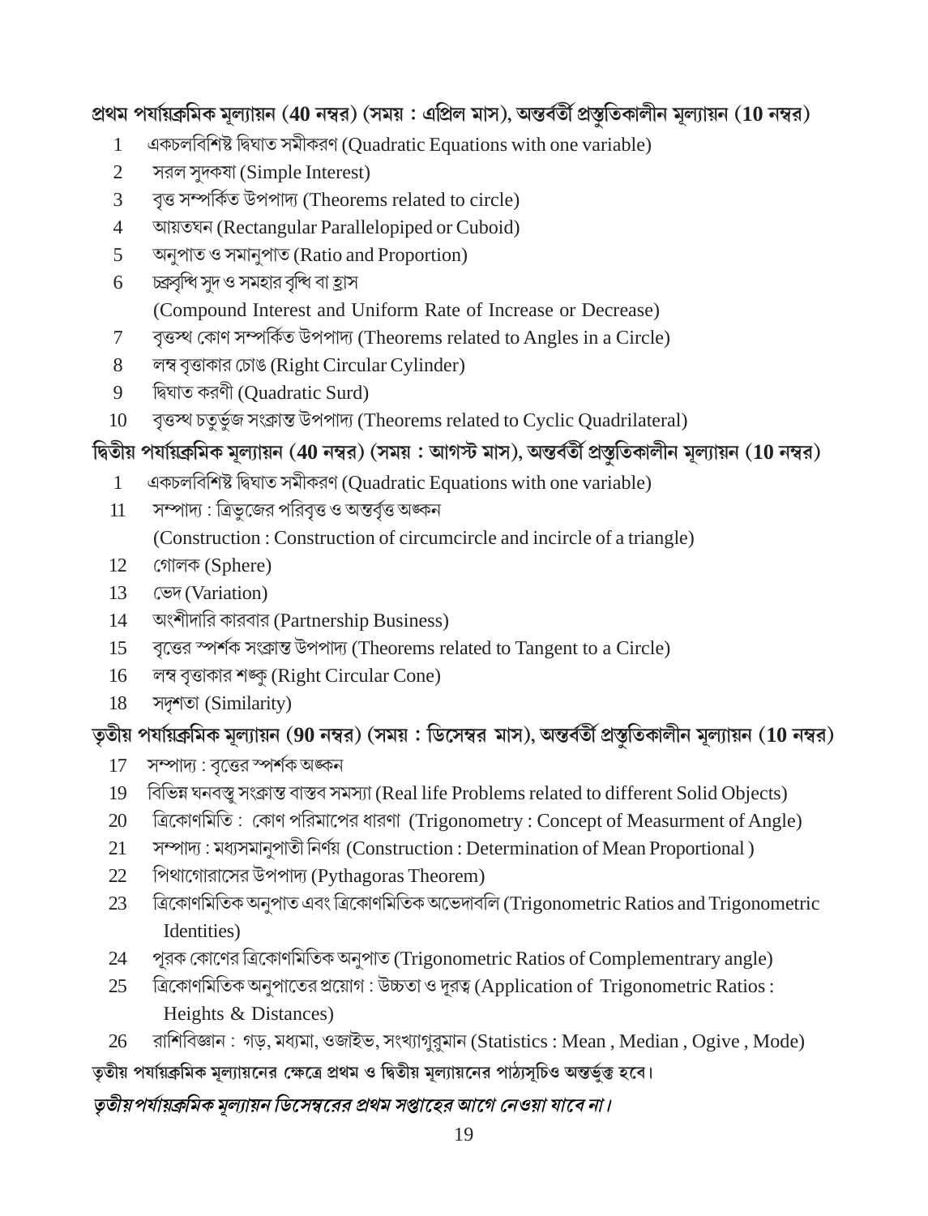**প্রথম পর্যায়ক্রমিক মূল্যায়ন (40 নম্বর) (সময় : এপ্রিল মাস), অন্তর্বর্তী প্রস্তুতিকালীন মূল্যায়ন (10 নম্বর)**

1 একচলবিশিষ্ট দ্বিঘাত সমীকরণ (Quadratic Equations with one variable)
2 সরল সুদকষা (Simple Interest)
3 বৃত্ত সম্পর্কিত উপপাদ্য (Theorems related to circle)
4 আয়তঘন (Rectangular Parallelopiped or Cuboid)
5 অনুপাত ও সমানুপাত (Ratio and Proportion)
6 চক্রবৃদ্ধি সুদ ও সমহার বৃদ্ধি বা হ্রাস
(Compound Interest and Uniform Rate of Increase or Decrease)
7 বৃত্তস্থ কোণ সম্পর্কিত উপপাদ্য (Theorems related to Angles in a Circle)
8 লম্ব বৃত্তাকার চোঙ (Right Circular Cylinder)
9 দ্বিঘাত করণী (Quadratic Surd)
10 বৃত্তস্থ চতুর্ভুজ সংক্রান্ত উপপাদ্য (Theorems related to Cyclic Quadrilateral)

**দ্বিতীয় পর্যায়ক্রমিক মূল্যায়ন (40 নম্বর) (সময় : আগস্ট মাস), অন্তর্বর্তী প্রস্তুতিকালীন মূল্যায়ন (10 নম্বর)**

1 একচলবিশিষ্ট দ্বিঘাত সমীকরণ (Quadratic Equations with one variable)
11 সম্পাদ্য : ত্রিভুজের পরিবৃত্ত ও অন্তর্বৃত্ত অঙ্কন
(Construction : Construction of circumcircle and incircle of a triangle)
12 গোলক (Sphere)
13 ভেদ (Variation)
14 অংশীদারি কারবার (Partnership Business)
15 বৃত্তের স্পর্শক সংক্রান্ত উপপাদ্য (Theorems related to Tangent to a Circle)
16 লম্ব বৃত্তাকার শঙ্কু (Right Circular Cone)
18 সদৃশতা (Similarity)

**তৃতীয় পর্যায়ক্রমিক মূল্যায়ন (90 নম্বর) (সময় : ডিসেম্বর মাস), অন্তর্বর্তী প্রস্তুতিকালীন মূল্যায়ন (10 নম্বর)**

17 সম্পাদ্য : বৃত্তের স্পর্শক অঙ্কন
19 বিভিন্ন ঘনবস্তু সংক্রান্ত বাস্তব সমস্যা (Real life Problems related to different Solid Objects)
20 ত্রিকোণমিতি : কোণ পরিমাপের ধারণা (Trigonometry : Concept of Measurment of Angle)
21 সম্পাদ্য : মধ্যসমানুপাতী নির্ণয় (Construction : Determination of Mean Proportional )
22 পিথাগোরাসের উপপাদ্য (Pythagoras Theorem)
23 ত্রিকোণমিতিক অনুপাত এবং ত্রিকোণমিতিক অভেদাবলি (Trigonometric Ratios and Trigonometric Identities)
24 পূরক কোণের ত্রিকোণমিতিক অনুপাত (Trigonometric Ratios of Complementrary angle)
25 ত্রিকোণমিতিক অনুপাতের প্রয়োগ : উচ্চতা ও দূরত্ব (Application of Trigonometric Ratios : Heights & Distances)
26 রাশিবিজ্ঞান : গড়, মধ্যমা, ওজাইভ, সংখ্যাগুরুমান (Statistics : Mean , Median , Ogive , Mode)

**তৃতীয় পর্যায়ক্রমিক মূল্যায়নের ক্ষেত্রে প্রথম ও দ্বিতীয় মূল্যায়নের পাঠ্যসূচিও অন্তর্ভুক্ত হবে।**

***তৃতীয় পর্যায়ক্রমিক মূল্যায়ন ডিসেম্বরের প্রথম সপ্তাহের আগে নেওয়া যাবে না।***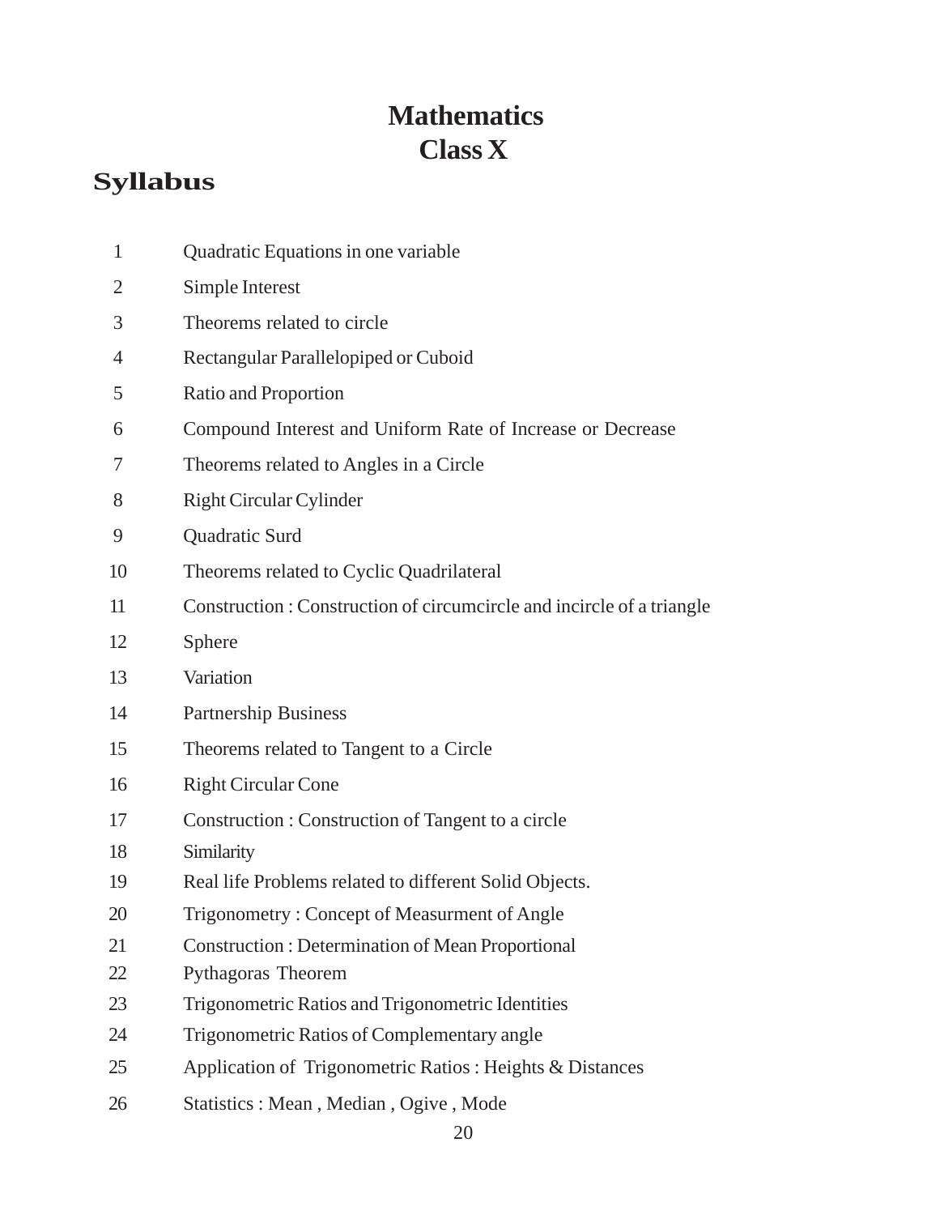# Mathematics
# Class X

## Syllabus

| | |
|---|---|
| 1 | Quadratic Equations in one variable |
| 2 | Simple Interest |
| 3 | Theorems related to circle |
| 4 | Rectangular Parallelopiped or Cuboid |
| 5 | Ratio and Proportion |
| 6 | Compound Interest and Uniform Rate of Increase or Decrease |
| 7 | Theorems related to Angles in a Circle |
| 8 | Right Circular Cylinder |
| 9 | Quadratic Surd |
| 10 | Theorems related to Cyclic Quadrilateral |
| 11 | Construction : Construction of circumcircle and incircle of a triangle |
| 12 | Sphere |
| 13 | Variation |
| 14 | Partnership Business |
| 15 | Theorems related to Tangent to a Circle |
| 16 | Right Circular Cone |
| 17 | Construction : Construction of Tangent to a circle |
| 18 | Similarity |
| 19 | Real life Problems related to different Solid Objects. |
| 20 | Trigonometry : Concept of Measurment of Angle |
| 21 | Construction : Determination of Mean Proportional |
| 22 | Pythagoras Theorem |
| 23 | Trigonometric Ratios and Trigonometric Identities |
| 24 | Trigonometric Ratios of Complementary angle |
| 25 | Application of Trigonometric Ratios : Heights & Distances |
| 26 | Statistics : Mean , Median , Ogive , Mode |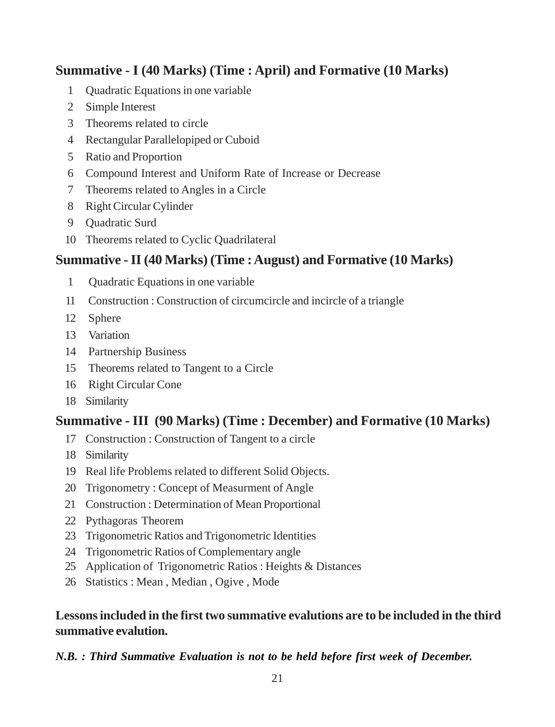## Summative - I (40 Marks) (Time : April) and Formative (10 Marks)

1 Quadratic Equations in one variable
2 Simple Interest
3 Theorems related to circle
4 Rectangular Parallelopiped or Cuboid
5 Ratio and Proportion
6 Compound Interest and Uniform Rate of Increase or Decrease
7 Theorems related to Angles in a Circle
8 Right Circular Cylinder
9 Quadratic Surd
10 Theorems related to Cyclic Quadrilateral

## Summative - II (40 Marks) (Time : August) and Formative (10 Marks)

1 Quadratic Equations in one variable
11 Construction : Construction of circumcircle and incircle of a triangle
12 Sphere
13 Variation
14 Partnership Business
15 Theorems related to Tangent to a Circle
16 Right Circular Cone
18 Similarity

## Summative - III (90 Marks) (Time : December) and Formative (10 Marks)

17 Construction : Construction of Tangent to a circle
18 Similarity
19 Real life Problems related to different Solid Objects.
20 Trigonometry : Concept of Measurment of Angle
21 Construction : Determination of Mean Proportional
22 Pythagoras Theorem
23 Trigonometric Ratios and Trigonometric Identities
24 Trigonometric Ratios of Complementary angle
25 Application of Trigonometric Ratios : Heights & Distances
26 Statistics : Mean , Median , Ogive , Mode

**Lessons included in the first two summative evalutions are to be included in the third summative evalution.**

***N.B. : Third Summative Evaluation is not to be held before first week of December.***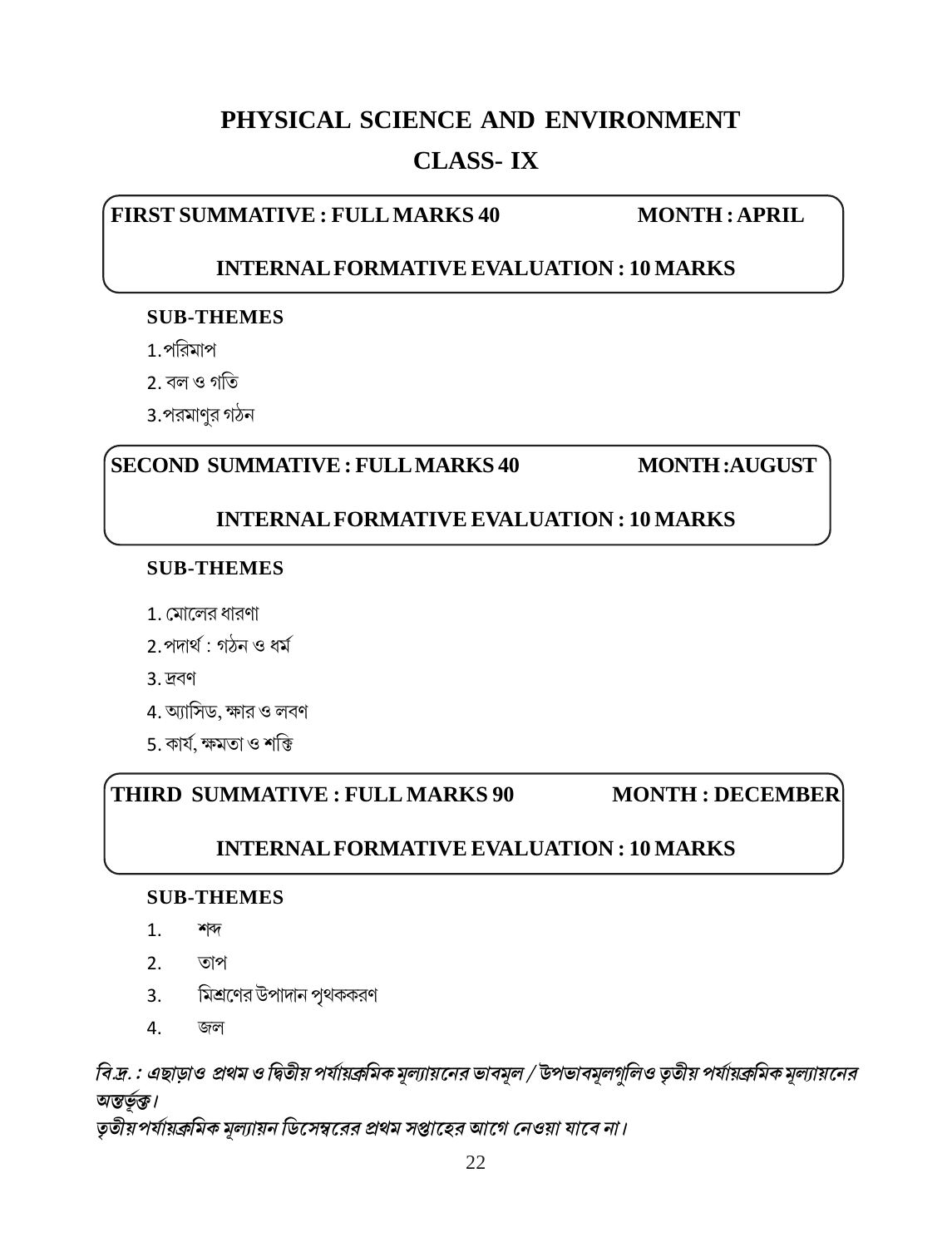# PHYSICAL SCIENCE AND ENVIRONMENT

## CLASS- IX

**FIRST SUMMATIVE : FULL MARKS 40** **MONTH : APRIL**

**INTERNAL FORMATIVE EVALUATION : 10 MARKS**

**SUB-THEMES**

1. পরিমাপ
2. বল ও গতি
3. পরমাণুর গঠন

**SECOND SUMMATIVE : FULL MARKS 40** **MONTH :AUGUST**

**INTERNAL FORMATIVE EVALUATION : 10 MARKS**

**SUB-THEMES**

1. মোলের ধারণা
2. পদার্থ : গঠন ও ধর্ম
3. দ্রবণ
4. অ্যাসিড, ক্ষার ও লবণ
5. কার্য, ক্ষমতা ও শক্তি

**THIRD SUMMATIVE : FULL MARKS 90** **MONTH : DECEMBER**

**INTERNAL FORMATIVE EVALUATION : 10 MARKS**

**SUB-THEMES**

1. শব্দ
2. তাপ
3. মিশ্রণের উপাদান পৃথককরণ
4. জল

*বি.দ্র. : এছাড়াও প্রথম ও দ্বিতীয় পর্যায়ক্রমিক মূল্যায়নের ভাবমূল / উপভাবমূলগুলিও তৃতীয় পর্যায়ক্রমিক মূল্যায়নের অন্তর্ভুক্ত।*

*তৃতীয় পর্যায়ক্রমিক মূল্যায়ন ডিসেম্বরের প্রথম সপ্তাহের আগে নেওয়া যাবে না।*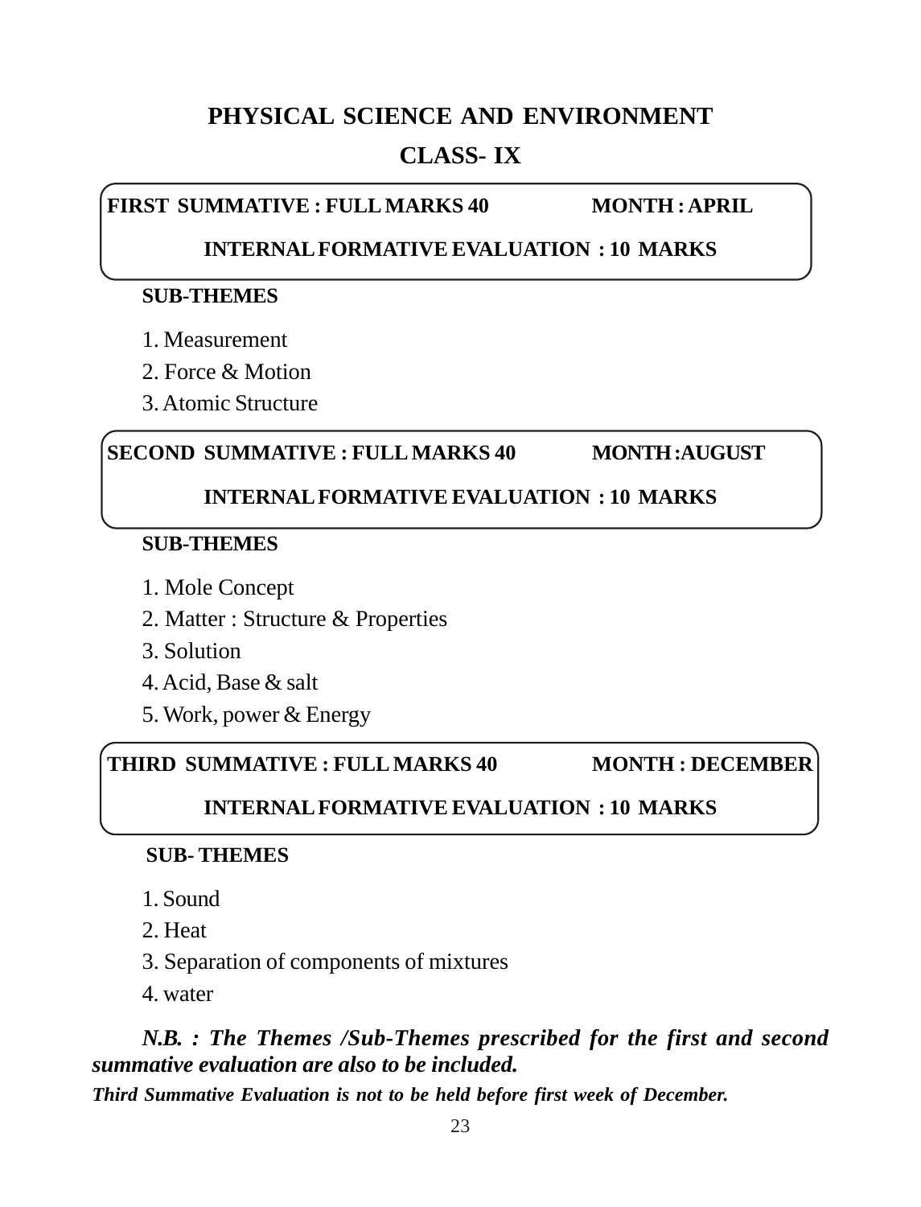# PHYSICAL SCIENCE AND ENVIRONMENT

## CLASS- IX

**FIRST SUMMATIVE : FULL MARKS 40** **MONTH : APRIL**

**INTERNAL FORMATIVE EVALUATION : 10 MARKS**

**SUB-THEMES**

1. Measurement
2. Force & Motion
3. Atomic Structure

**SECOND SUMMATIVE : FULL MARKS 40** **MONTH :AUGUST**

**INTERNAL FORMATIVE EVALUATION : 10 MARKS**

**SUB-THEMES**

1. Mole Concept
2. Matter : Structure & Properties
3. Solution
4. Acid, Base & salt
5. Work, power & Energy

**THIRD SUMMATIVE : FULL MARKS 40** **MONTH : DECEMBER**

**INTERNAL FORMATIVE EVALUATION : 10 MARKS**

**SUB- THEMES**

1. Sound
2. Heat
3. Separation of components of mixtures
4. water

***N.B. : The Themes /Sub-Themes prescribed for the first and second summative evaluation are also to be included.***

***Third Summative Evaluation is not to be held before first week of December.***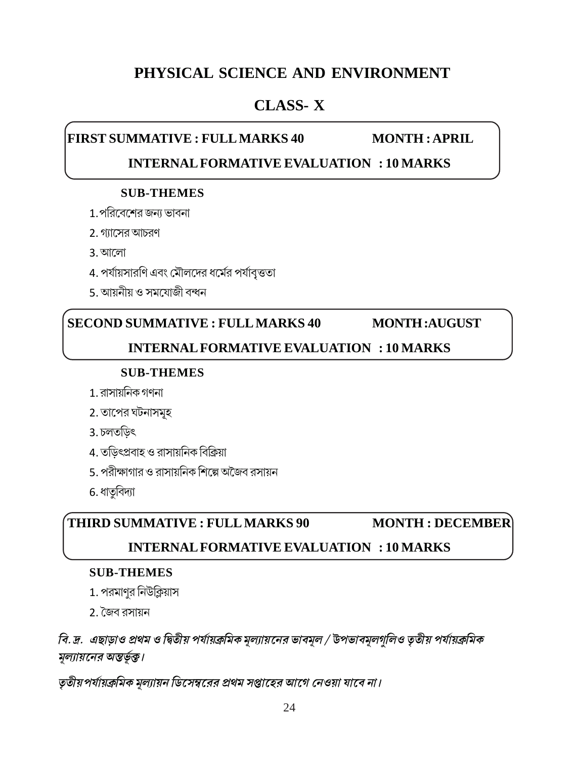# PHYSICAL SCIENCE AND ENVIRONMENT

## CLASS- X

**FIRST SUMMATIVE : FULL MARKS 40** **MONTH : APRIL**

**INTERNAL FORMATIVE EVALUATION : 10 MARKS**

**SUB-THEMES**

1. পরিবেশের জন্য ভাবনা
2. গ্যাসের আচরণ
3. আলো
4. পর্যায়সারণি এবং মৌলদের ধর্মের পর্যাবৃত্ততা
5. আয়নীয় ও সমযোজী বন্ধন

**SECOND SUMMATIVE : FULL MARKS 40** **MONTH :AUGUST**

**INTERNAL FORMATIVE EVALUATION : 10 MARKS**

**SUB-THEMES**

1. রাসায়নিক গণনা
2. তাপের ঘটনাসমূহ
3. চলতড়িৎ
4. তড়িৎপ্রবাহ ও রাসায়নিক বিক্রিয়া
5. পরীক্ষাগার ও রাসায়নিক শিল্পে অজৈব রসায়ন
6. ধাতুবিদ্যা

**THIRD SUMMATIVE : FULL MARKS 90** **MONTH : DECEMBER**

**INTERNAL FORMATIVE EVALUATION : 10 MARKS**

**SUB-THEMES**

1. পরমাণুর নিউক্লিয়াস
2. জৈব রসায়ন

***বি. দ্র. এছাড়াও প্রথম ও দ্বিতীয় পর্যায়ক্রমিক মূল্যায়নের ভাবমূল / উপভাবমূলগুলিও তৃতীয় পর্যায়ক্রমিক মূল্যায়নের অন্তর্ভুক্ত।***

***তৃতীয় পর্যায়ক্রমিক মূল্যায়ন ডিসেম্বরের প্রথম সপ্তাহের আগে নেওয়া যাবে না।***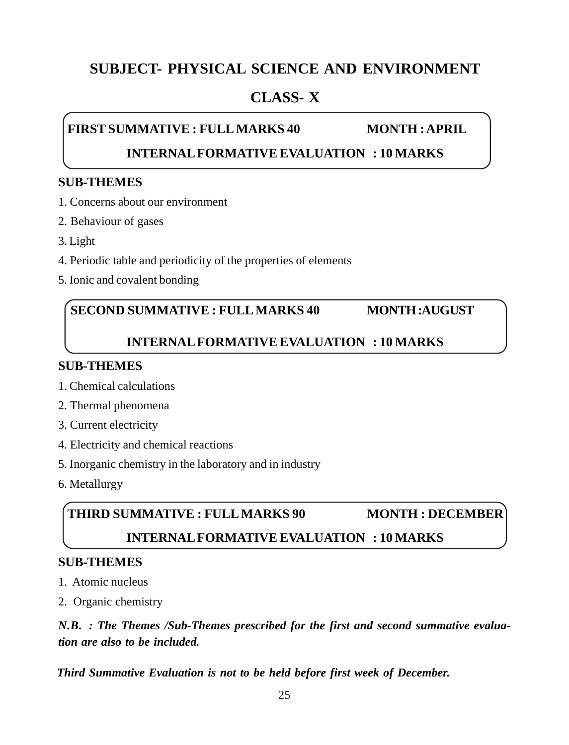# SUBJECT- PHYSICAL SCIENCE AND ENVIRONMENT

## CLASS- X

**FIRST SUMMATIVE : FULL MARKS 40 MONTH : APRIL**

**INTERNAL FORMATIVE EVALUATION : 10 MARKS**

**SUB-THEMES**

1. Concerns about our environment
2. Behaviour of gases
3. Light
4. Periodic table and periodicity of the properties of elements
5. Ionic and covalent bonding

**SECOND SUMMATIVE : FULL MARKS 40 MONTH :AUGUST**

**INTERNAL FORMATIVE EVALUATION : 10 MARKS**

**SUB-THEMES**

1. Chemical calculations
2. Thermal phenomena
3. Current electricity
4. Electricity and chemical reactions
5. Inorganic chemistry in the laboratory and in industry
6. Metallurgy

**THIRD SUMMATIVE : FULL MARKS 90 MONTH : DECEMBER**

**INTERNAL FORMATIVE EVALUATION : 10 MARKS**

**SUB-THEMES**

1. Atomic nucleus
2. Organic chemistry

***N.B. : The Themes /Sub-Themes prescribed for the first and second summative evaluation are also to be included.***

***Third Summative Evaluation is not to be held before first week of December.***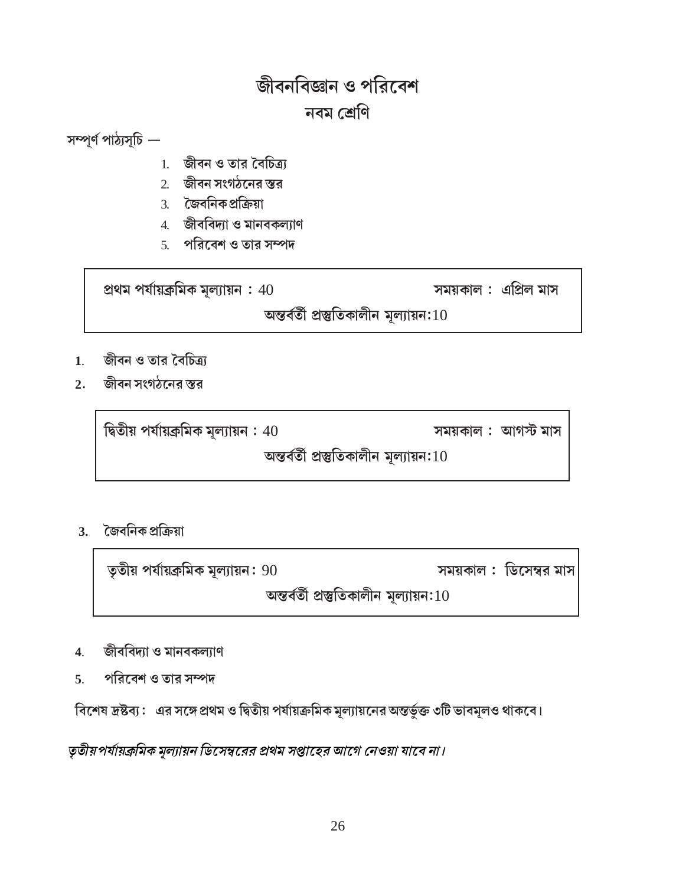# জীবনবিজ্ঞান ও পরিবেশ

## নবম শ্রেণি

সম্পূর্ণ পাঠ্যসূচি —

1. জীবন ও তার বৈচিত্র্য
2. জীবন সংগঠনের স্তর
3. জৈবনিক প্রক্রিয়া
4. জীববিদ্যা ও মানবকল্যাণ
5. পরিবেশ ও তার সম্পদ

| | |
|---|---|
| প্রথম পর্যায়ক্রমিক মূল্যায়ন : 40 | সময়কাল : এপ্রিল মাস |
| অন্তর্বর্তী প্রস্তুতিকালীন মূল্যায়ন:10 | |

1. জীবন ও তার বৈচিত্র্য
2. জীবন সংগঠনের স্তর

| | |
|---|---|
| দ্বিতীয় পর্যায়ক্রমিক মূল্যায়ন : 40 | সময়কাল : আগস্ট মাস |
| অন্তর্বর্তী প্রস্তুতিকালীন মূল্যায়ন:10 | |

3. জৈবনিক প্রক্রিয়া

| | |
|---|---|
| তৃতীয় পর্যায়ক্রমিক মূল্যায়ন: 90 | সময়কাল : ডিসেম্বর মাস |
| অন্তর্বর্তী প্রস্তুতিকালীন মূল্যায়ন:10 | |

4. জীববিদ্যা ও মানবকল্যাণ
5. পরিবেশ ও তার সম্পদ

বিশেষ দ্রষ্টব্য : এর সঙ্গে প্রথম ও দ্বিতীয় পর্যায়ক্রমিক মূল্যায়নের অন্তর্ভুক্ত ৩টি ভাবমূলও থাকবে।

*তৃতীয় পর্যায়ক্রমিক মূল্যায়ন ডিসেম্বরের প্রথম সপ্তাহের আগে নেওয়া যাবে না।*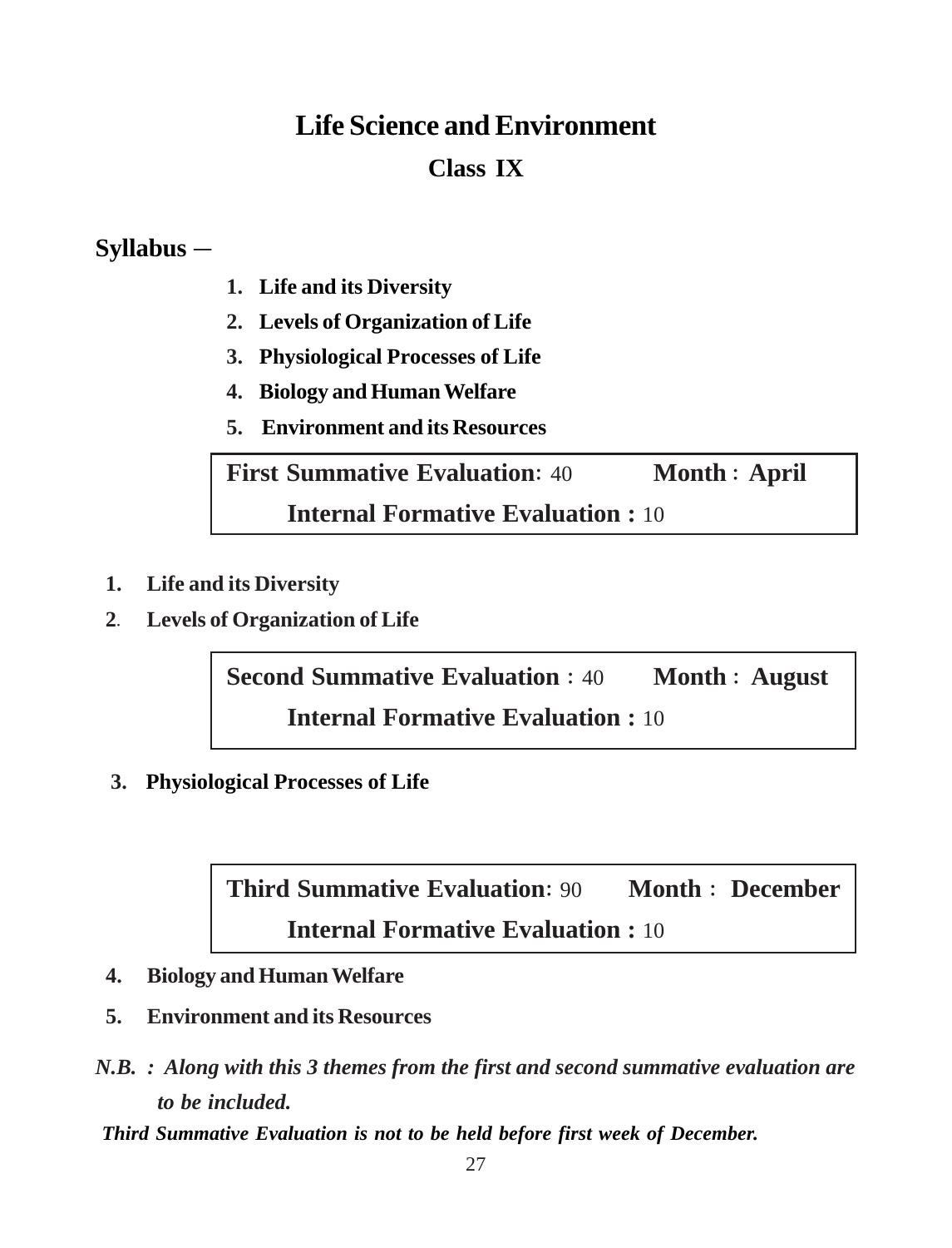# Life Science and Environment

## Class IX

**Syllabus —**

1. **Life and its Diversity**
2. **Levels of Organization of Life**
3. **Physiological Processes of Life**
4. **Biology and Human Welfare**
5. **Environment and its Resources**

**First Summative Evaluation**: 40 **Month** : **April**

**Internal Formative Evaluation :** 10

1. **Life and its Diversity**
2. **Levels of Organization of Life**

**Second Summative Evaluation** : 40 **Month** : **August**

**Internal Formative Evaluation :** 10

3. **Physiological Processes of Life**

**Third Summative Evaluation**: 90 **Month** : **December**

**Internal Formative Evaluation :** 10

4. **Biology and Human Welfare**
5. **Environment and its Resources**

***N.B. : Along with this 3 themes from the first and second summative evaluation are to be included.***

***Third Summative Evaluation is not to be held before first week of December.***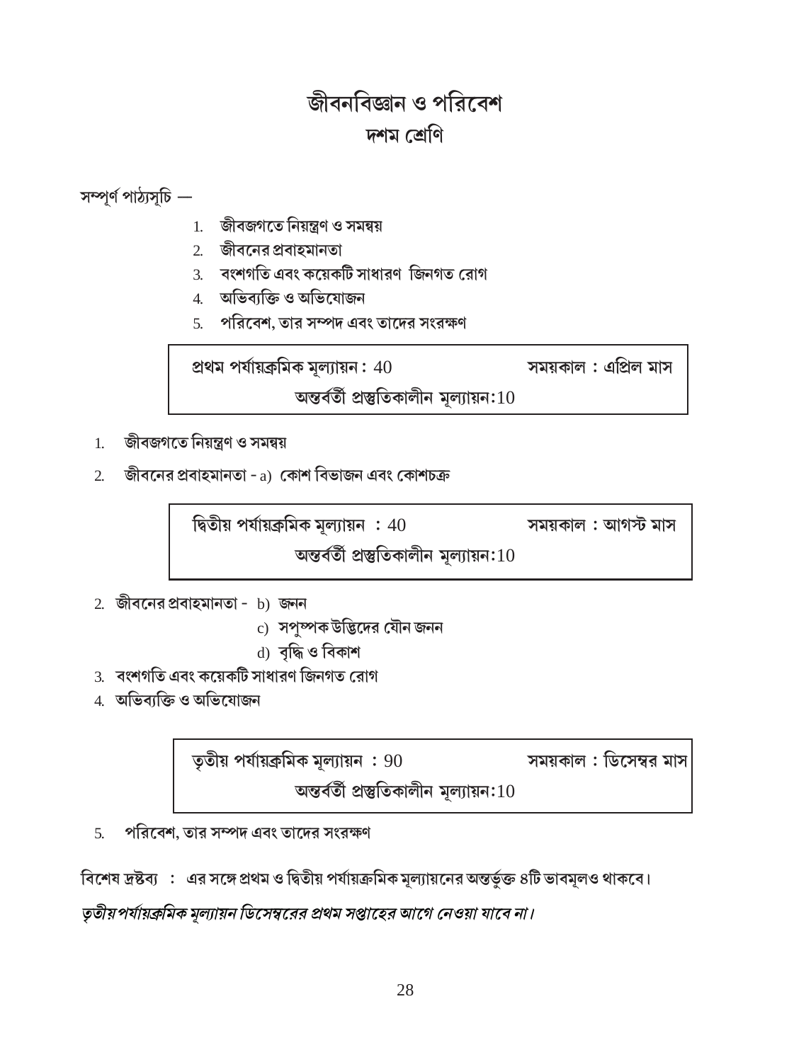# জীবনবিজ্ঞান ও পরিবেশ

## দশম শ্রেণি

সম্পূর্ণ পাঠ্যসূচি —

1. জীবজগতে নিয়ন্ত্রণ ও সমন্বয়
2. জীবনের প্রবাহমানতা
3. বংশগতি এবং কয়েকটি সাধারণ জিনগত রোগ
4. অভিব্যক্তি ও অভিযোজন
5. পরিবেশ, তার সম্পদ এবং তাদের সংরক্ষণ

| | |
|---|---|
| প্রথম পর্যায়ক্রমিক মূল্যায়ন : 40 | সময়কাল : এপ্রিল মাস |
| অন্তর্বর্তী প্রস্তুতিকালীন মূল্যায়ন:10 | |

1. জীবজগতে নিয়ন্ত্রণ ও সমন্বয়
2. জীবনের প্রবাহমানতা - a) কোশ বিভাজন এবং কোশচক্র

| | |
|---|---|
| দ্বিতীয় পর্যায়ক্রমিক মূল্যায়ন : 40 | সময়কাল : আগস্ট মাস |
| অন্তর্বর্তী প্রস্তুতিকালীন মূল্যায়ন:10 | |

2. জীবনের প্রবাহমানতা - b) জনন
   c) সপুষ্পক উদ্ভিদের যৌন জনন
   d) বৃদ্ধি ও বিকাশ
3. বংশগতি এবং কয়েকটি সাধারণ জিনগত রোগ
4. অভিব্যক্তি ও অভিযোজন

| | |
|---|---|
| তৃতীয় পর্যায়ক্রমিক মূল্যায়ন : 90 | সময়কাল : ডিসেম্বর মাস |
| অন্তর্বর্তী প্রস্তুতিকালীন মূল্যায়ন:10 | |

5. পরিবেশ, তার সম্পদ এবং তাদের সংরক্ষণ

বিশেষ দ্রষ্টব্য : এর সঙ্গে প্রথম ও দ্বিতীয় পর্যায়ক্রমিক মূল্যায়নের অন্তর্ভুক্ত ৪টি ভাবমূলও থাকবে।

*তৃতীয় পর্যায়ক্রমিক মূল্যায়ন ডিসেম্বরের প্রথম সপ্তাহের আগে নেওয়া যাবে না।*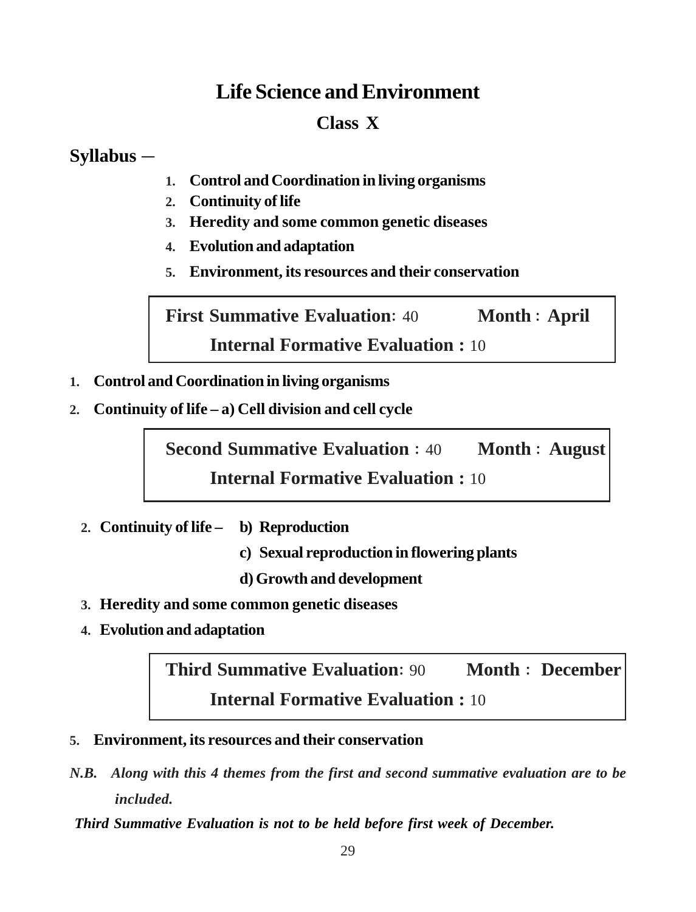# Life Science and Environment

## Class X

**Syllabus** —

1. **Control and Coordination in living organisms**
2. **Continuity of life**
3. **Heredity and some common genetic diseases**
4. **Evolution and adaptation**
5. **Environment, its resources and their conservation**

| | |
|---|---|
| **First Summative Evaluation**: 40 | **Month** : **April** |
| **Internal Formative Evaluation :** 10 | |

1. **Control and Coordination in living organisms**
2. **Continuity of life – a) Cell division and cell cycle**

| | |
|---|---|
| **Second Summative Evaluation** : 40 | **Month** : **August** |
| **Internal Formative Evaluation :** 10 | |

2. **Continuity of life – b) Reproduction**
   - **c) Sexual reproduction in flowering plants**
   - **d) Growth and development**
3. **Heredity and some common genetic diseases**
4. **Evolution and adaptation**

| | |
|---|---|
| **Third Summative Evaluation**: 90 | **Month** : **December** |
| **Internal Formative Evaluation :** 10 | |

5. **Environment, its resources and their conservation**

***N.B.*** ***Along with this 4 themes from the first and second summative evaluation are to be included.***

***Third Summative Evaluation is not to be held before first week of December.***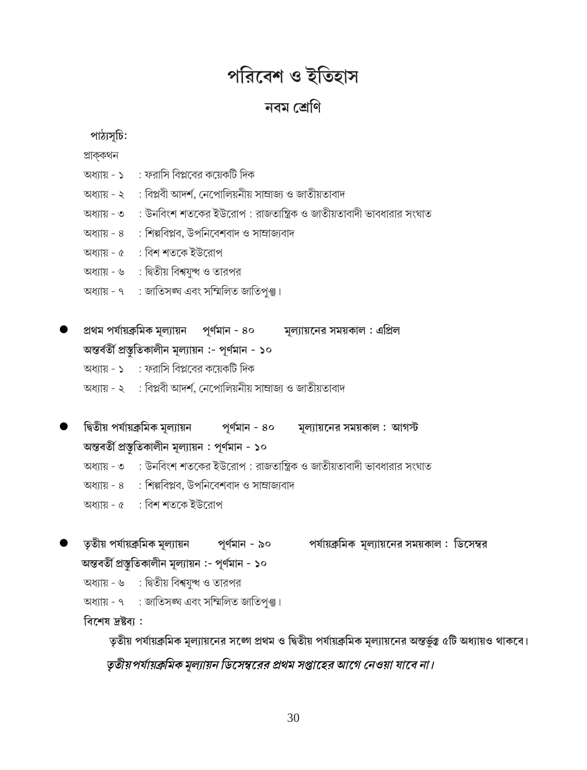# পরিবেশ ও ইতিহাস

## নবম শ্রেণি

**পাঠ্যসূচি:**

প্রাক্কথন

অধ্যায় - ১ : ফরাসি বিপ্লবের কয়েকটি দিক

অধ্যায় - ২ : বিপ্লবী আদর্শ, নেপোলিয়নীয় সাম্রাজ্য ও জাতীয়তাবাদ

অধ্যায় - ৩ : উনবিংশ শতকের ইউরোপ : রাজতান্ত্রিক ও জাতীয়তাবাদী ভাবধারার সংঘাত

অধ্যায় - ৪ : শিল্পবিপ্লব, উপনিবেশবাদ ও সাম্রাজ্যবাদ

অধ্যায় - ৫ : বিশ শতকে ইউরোপ

অধ্যায় - ৬ : দ্বিতীয় বিশ্বযুদ্ধ ও তারপর

অধ্যায় - ৭ : জাতিসঙ্ঘ এবং সম্মিলিত জাতিপুঞ্জ।

- **প্রথম পর্যায়ক্রমিক মূল্যায়ন পূর্ণমান - ৪০ মূল্যায়নের সময়কাল : এপ্রিল**
  **অন্তর্বর্তী প্রস্তুতিকালীন মূল্যায়ন :- পূর্ণমান - ১০**
  অধ্যায় - ১ : ফরাসি বিপ্লবের কয়েকটি দিক
  অধ্যায় - ২ : বিপ্লবী আদর্শ, নেপোলিয়নীয় সাম্রাজ্য ও জাতীয়তাবাদ

- **দ্বিতীয় পর্যায়ক্রমিক মূল্যায়ন পূর্ণমান - ৪০ মূল্যায়নের সময়কাল : আগস্ট**
  **অন্তবর্তী প্রস্তুতিকালীন মূল্যায়ন : পূর্ণমান - ১০**
  অধ্যায় - ৩ : উনবিংশ শতকের ইউরোপ : রাজতান্ত্রিক ও জাতীয়তাবাদী ভাবধারার সংঘাত
  অধ্যায় - ৪ : শিল্পবিপ্লব, উপনিবেশবাদ ও সাম্রাজ্যবাদ
  অধ্যায় - ৫ : বিশ শতকে ইউরোপ

- **তৃতীয় পর্যায়ক্রমিক মূল্যায়ন পূর্ণমান - ৯০ পর্যায়ক্রমিক মূল্যায়নের সময়কাল : ডিসেম্বর**
  **অন্তবর্তী প্রস্তুতিকালীন মূল্যায়ন :- পূর্ণমান - ১০**
  অধ্যায় - ৬ : দ্বিতীয় বিশ্বযুদ্ধ ও তারপর
  অধ্যায় - ৭ : জাতিসঙ্ঘ এবং সম্মিলিত জাতিপুঞ্জ।

**বিশেষ দ্রষ্টব্য :**

**তৃতীয় পর্যায়ক্রমিক মূল্যায়নের সঙ্গে প্রথম ও দ্বিতীয় পর্যায়ক্রমিক মূল্যায়নের অন্তর্ভুক্ত ৫টি অধ্যায়ও থাকবে।**

***তৃতীয়পর্যায়ক্রমিক মূল্যায়ন ডিসেম্বরের প্রথম সপ্তাহের আগে নেওয়া যাবে না।***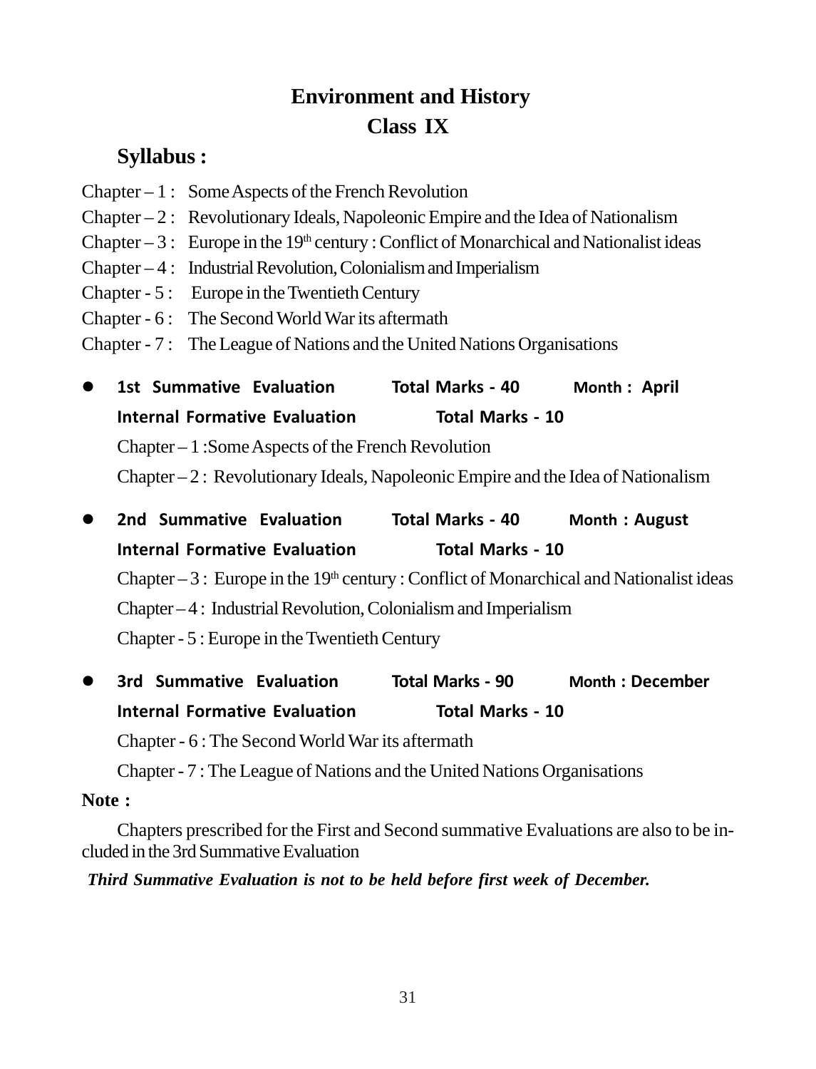# Environment and History

## Class IX

### Syllabus :

Chapter – 1 : Some Aspects of the French Revolution

Chapter – 2 : Revolutionary Ideals, Napoleonic Empire and the Idea of Nationalism

Chapter – 3 : Europe in the 19th century : Conflict of Monarchical and Nationalist ideas

Chapter – 4 : Industrial Revolution, Colonialism and Imperialism

Chapter - 5 : Europe in the Twentieth Century

Chapter - 6 : The Second World War its aftermath

Chapter - 7 : The League of Nations and the United Nations Organisations

- **1st Summative Evaluation** **Total Marks - 40** **Month : April**

  **Internal Formative Evaluation** **Total Marks - 10**

  Chapter – 1 :Some Aspects of the French Revolution

  Chapter – 2 : Revolutionary Ideals, Napoleonic Empire and the Idea of Nationalism

- **2nd Summative Evaluation** **Total Marks - 40** **Month : August**

  **Internal Formative Evaluation** **Total Marks - 10**

  Chapter – 3 : Europe in the 19th century : Conflict of Monarchical and Nationalist ideas

  Chapter – 4 : Industrial Revolution, Colonialism and Imperialism

  Chapter - 5 : Europe in the Twentieth Century

- **3rd Summative Evaluation** **Total Marks - 90** **Month : December**

  **Internal Formative Evaluation** **Total Marks - 10**

  Chapter - 6 : The Second World War its aftermath

  Chapter - 7 : The League of Nations and the United Nations Organisations

**Note :**

Chapters prescribed for the First and Second summative Evaluations are also to be included in the 3rd Summative Evaluation

***Third Summative Evaluation is not to be held before first week of December.***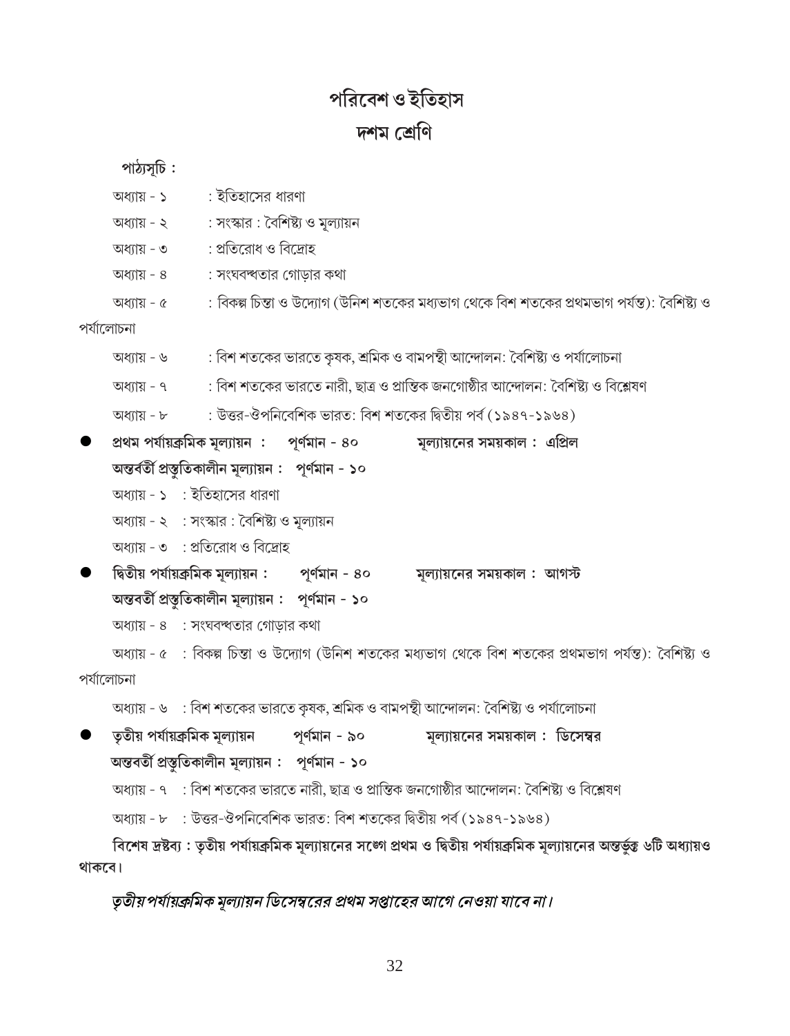# পরিবেশ ও ইতিহাস

## দশম শ্রেণি

**পাঠ্যসূচি :**

অধ্যায় - ১ : ইতিহাসের ধারণা

অধ্যায় - ২ : সংস্কার : বৈশিষ্ট্য ও মূল্যায়ন

অধ্যায় - ৩ : প্রতিরোধ ও বিদ্রোহ

অধ্যায় - ৪ : সংঘবদ্ধতার গোড়ার কথা

অধ্যায় - ৫ : বিকল্প চিন্তা ও উদ্যোগ (উনিশ শতকের মধ্যভাগ থেকে বিশ শতকের প্রথমভাগ পর্যন্ত): বৈশিষ্ট্য ও পর্যালোচনা

অধ্যায় - ৬ : বিশ শতকের ভারতে কৃষক, শ্রমিক ও বামপন্থী আন্দোলন: বৈশিষ্ট্য ও পর্যালোচনা

অধ্যায় - ৭ : বিশ শতকের ভারতে নারী, ছাত্র ও প্রান্তিক জনগোষ্ঠীর আন্দোলন: বৈশিষ্ট্য ও বিশ্লেষণ

অধ্যায় - ৮ : উত্তর-ঔপনিবেশিক ভারত: বিশ শতকের দ্বিতীয় পর্ব (১৯৪৭-১৯৬৪)

- **প্রথম পর্যায়ক্রমিক মূল্যায়ন : পূর্ণমান - ৪০ মূল্যায়নের সময়কাল : এপ্রিল**

  **অন্তর্বর্তী প্রস্তুতিকালীন মূল্যায়ন : পূর্ণমান - ১০**

  অধ্যায় - ১ : ইতিহাসের ধারণা

  অধ্যায় - ২ : সংস্কার : বৈশিষ্ট্য ও মূল্যায়ন

  অধ্যায় - ৩ : প্রতিরোধ ও বিদ্রোহ

- **দ্বিতীয় পর্যায়ক্রমিক মূল্যায়ন : পূর্ণমান - ৪০ মূল্যায়নের সময়কাল : আগস্ট**

  **অন্তবর্তী প্রস্তুতিকালীন মূল্যায়ন : পূর্ণমান - ১০**

  অধ্যায় - ৪ : সংঘবদ্ধতার গোড়ার কথা

  অধ্যায় - ৫ : বিকল্প চিন্তা ও উদ্যোগ (উনিশ শতকের মধ্যভাগ থেকে বিশ শতকের প্রথমভাগ পর্যন্ত): বৈশিষ্ট্য ও পর্যালোচনা

  অধ্যায় - ৬ : বিশ শতকের ভারতে কৃষক, শ্রমিক ও বামপন্থী আন্দোলন: বৈশিষ্ট্য ও পর্যালোচনা

- **তৃতীয় পর্যায়ক্রমিক মূল্যায়ন পূর্ণমান - ৯০ মূল্যায়নের সময়কাল : ডিসেম্বর**

  **অন্তবর্তী প্রস্তুতিকালীন মূল্যায়ন : পূর্ণমান - ১০**

  অধ্যায় - ৭ : বিশ শতকের ভারতে নারী, ছাত্র ও প্রান্তিক জনগোষ্ঠীর আন্দোলন: বৈশিষ্ট্য ও বিশ্লেষণ

  অধ্যায় - ৮ : উত্তর-ঔপনিবেশিক ভারত: বিশ শতকের দ্বিতীয় পর্ব (১৯৪৭-১৯৬৪)

**বিশেষ দ্রষ্টব্য : তৃতীয় পর্যায়ক্রমিক মূল্যায়নের সঙ্গে প্রথম ও দ্বিতীয় পর্যায়ক্রমিক মূল্যায়নের অন্তর্ভুক্ত ৬টি অধ্যায়ও থাকবে।**

*তৃতীয়পর্যায়ক্রমিক মূল্যায়ন ডিসেম্বরের প্রথম সপ্তাহের আগে নেওয়া যাবে না।*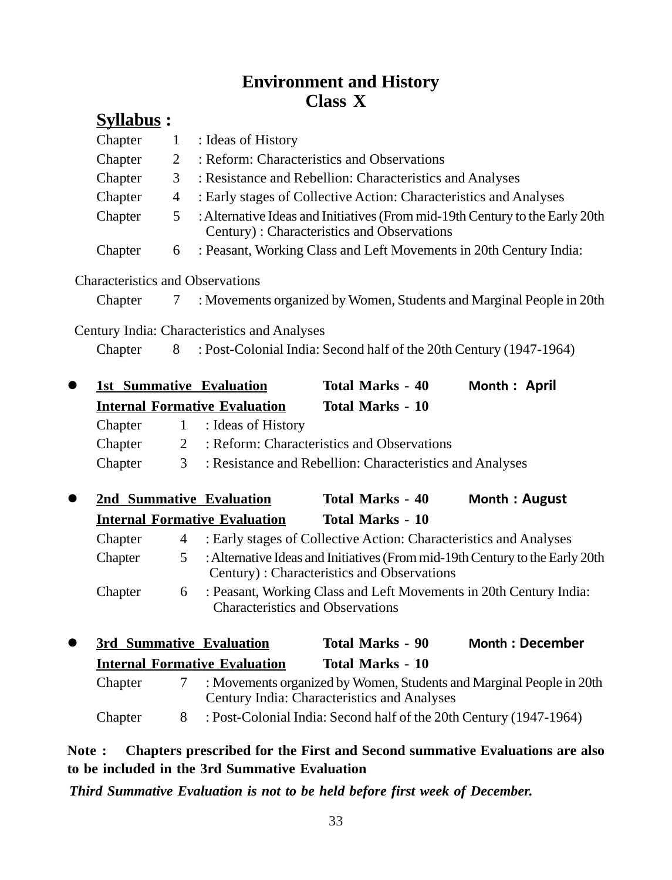# Environment and History
## Class X

**Syllabus :**

Chapter 1 : Ideas of History

Chapter 2 : Reform: Characteristics and Observations

Chapter 3 : Resistance and Rebellion: Characteristics and Analyses

Chapter 4 : Early stages of Collective Action: Characteristics and Analyses

Chapter 5 : Alternative Ideas and Initiatives (From mid-19th Century to the Early 20th Century) : Characteristics and Observations

Chapter 6 : Peasant, Working Class and Left Movements in 20th Century India: Characteristics and Observations

Chapter 7 : Movements organized by Women, Students and Marginal People in 20th Century India: Characteristics and Analyses

Chapter 8 : Post-Colonial India: Second half of the 20th Century (1947-1964)

- **1st Summative Evaluation** — **Total Marks - 40** — **Month : April**

  **Internal Formative Evaluation** — **Total Marks - 10**

  Chapter 1 : Ideas of History

  Chapter 2 : Reform: Characteristics and Observations

  Chapter 3 : Resistance and Rebellion: Characteristics and Analyses

- **2nd Summative Evaluation** — **Total Marks - 40** — **Month : August**

  **Internal Formative Evaluation** — **Total Marks - 10**

  Chapter 4 : Early stages of Collective Action: Characteristics and Analyses

  Chapter 5 : Alternative Ideas and Initiatives (From mid-19th Century to the Early 20th Century) : Characteristics and Observations

  Chapter 6 : Peasant, Working Class and Left Movements in 20th Century India: Characteristics and Observations

- **3rd Summative Evaluation** — **Total Marks - 90** — **Month : December**

  **Internal Formative Evaluation** — **Total Marks - 10**

  Chapter 7 : Movements organized by Women, Students and Marginal People in 20th Century India: Characteristics and Analyses

  Chapter 8 : Post-Colonial India: Second half of the 20th Century (1947-1964)

**Note : Chapters prescribed for the First and Second summative Evaluations are also to be included in the 3rd Summative Evaluation**

***Third Summative Evaluation is not to be held before first week of December.***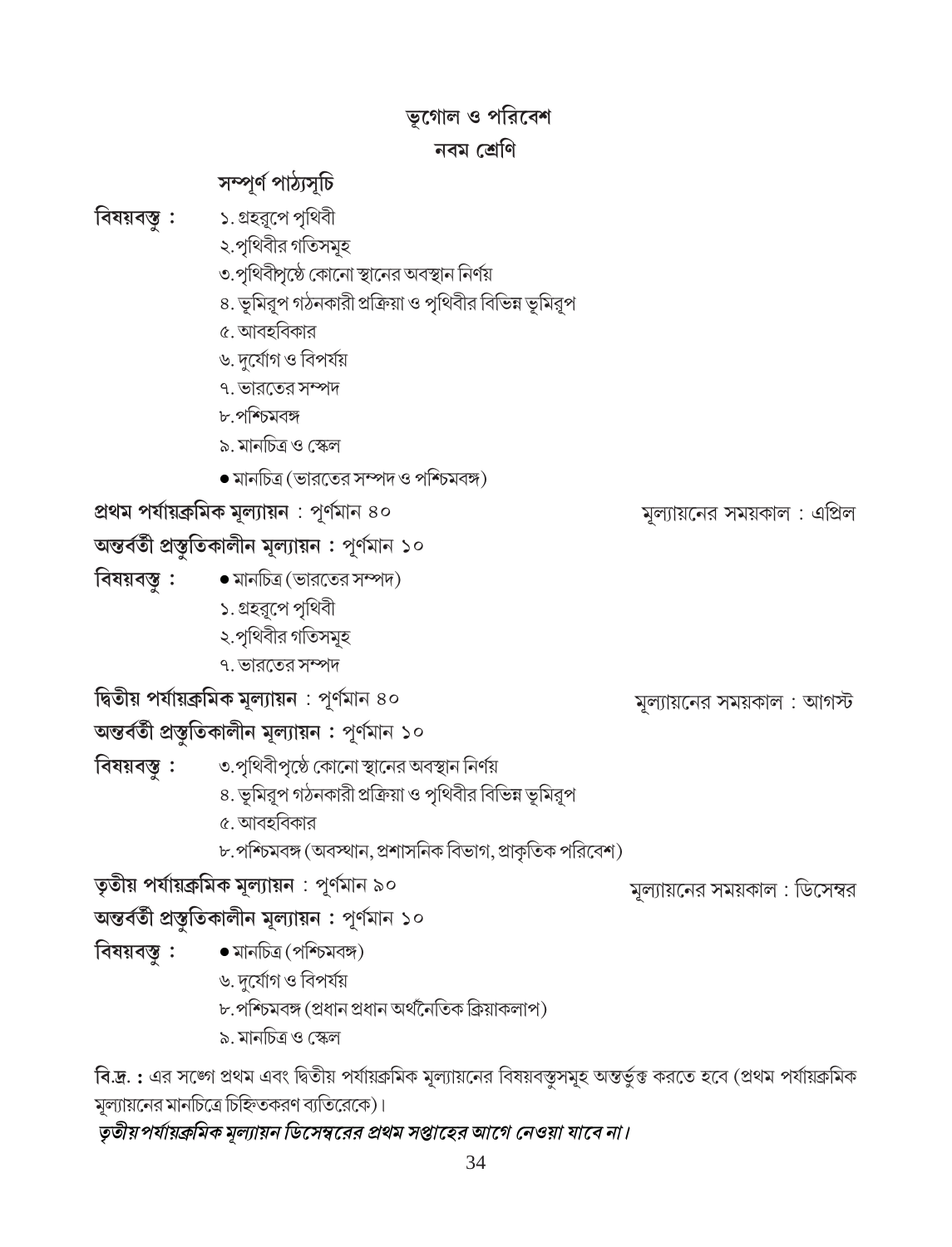# ভূগোল ও পরিবেশ

## নবম শ্রেণি

### সম্পূর্ণ পাঠ্যসূচি

**বিষয়বস্তু :**

১. গ্রহরূপে পৃথিবী
২. পৃথিবীর গতিসমূহ
৩. পৃথিবীপৃষ্ঠে কোনো স্থানের অবস্থান নির্ণয়
৪. ভূমিরূপ গঠনকারী প্রক্রিয়া ও পৃথিবীর বিভিন্ন ভূমিরূপ
৫. আবহবিকার
৬. দুর্যোগ ও বিপর্যয়
৭. ভারতের সম্পদ
৮. পশ্চিমবঙ্গ
৯. মানচিত্র ও স্কেল
● মানচিত্র (ভারতের সম্পদ ও পশ্চিমবঙ্গ)

**প্রথম পর্যায়ক্রমিক মূল্যায়ন** : পূর্ণমান ৪০ — মূল্যায়নের সময়কাল : এপ্রিল

**অন্তর্বর্তী প্রস্তুতিকালীন মূল্যায়ন : পূর্ণমান ১০**

**বিষয়বস্তু :**

● মানচিত্র (ভারতের সম্পদ)
১. গ্রহরূপে পৃথিবী
২. পৃথিবীর গতিসমূহ
৭. ভারতের সম্পদ

**দ্বিতীয় পর্যায়ক্রমিক মূল্যায়ন** : পূর্ণমান ৪০ — মূল্যায়নের সময়কাল : আগস্ট

**অন্তর্বর্তী প্রস্তুতিকালীন মূল্যায়ন : পূর্ণমান ১০**

**বিষয়বস্তু :**

৩. পৃথিবীপৃষ্ঠে কোনো স্থানের অবস্থান নির্ণয়
৪. ভূমিরূপ গঠনকারী প্রক্রিয়া ও পৃথিবীর বিভিন্ন ভূমিরূপ
৫. আবহবিকার
৮. পশ্চিমবঙ্গ (অবস্থান, প্রশাসনিক বিভাগ, প্রাকৃতিক পরিবেশ)

**তৃতীয় পর্যায়ক্রমিক মূল্যায়ন** : পূর্ণমান ৯০ — মূল্যায়নের সময়কাল : ডিসেম্বর

**অন্তর্বর্তী প্রস্তুতিকালীন মূল্যায়ন : পূর্ণমান ১০**

**বিষয়বস্তু :**

● মানচিত্র (পশ্চিমবঙ্গ)
৬. দুর্যোগ ও বিপর্যয়
৮. পশ্চিমবঙ্গ (প্রধান প্রধান অর্থনৈতিক ক্রিয়াকলাপ)
৯. মানচিত্র ও স্কেল

**বি.দ্র. :** এর সঙ্গে প্রথম এবং দ্বিতীয় পর্যায়ক্রমিক মূল্যায়নের বিষয়বস্তুসমূহ অন্তর্ভুক্ত করতে হবে (প্রথম পর্যায়ক্রমিক মূল্যায়নের মানচিত্রে চিহ্নিতকরণ ব্যতিরেকে)।

*তৃতীয় পর্যায়ক্রমিক মূল্যায়ন ডিসেম্বরের প্রথম সপ্তাহের আগে নেওয়া যাবে না।*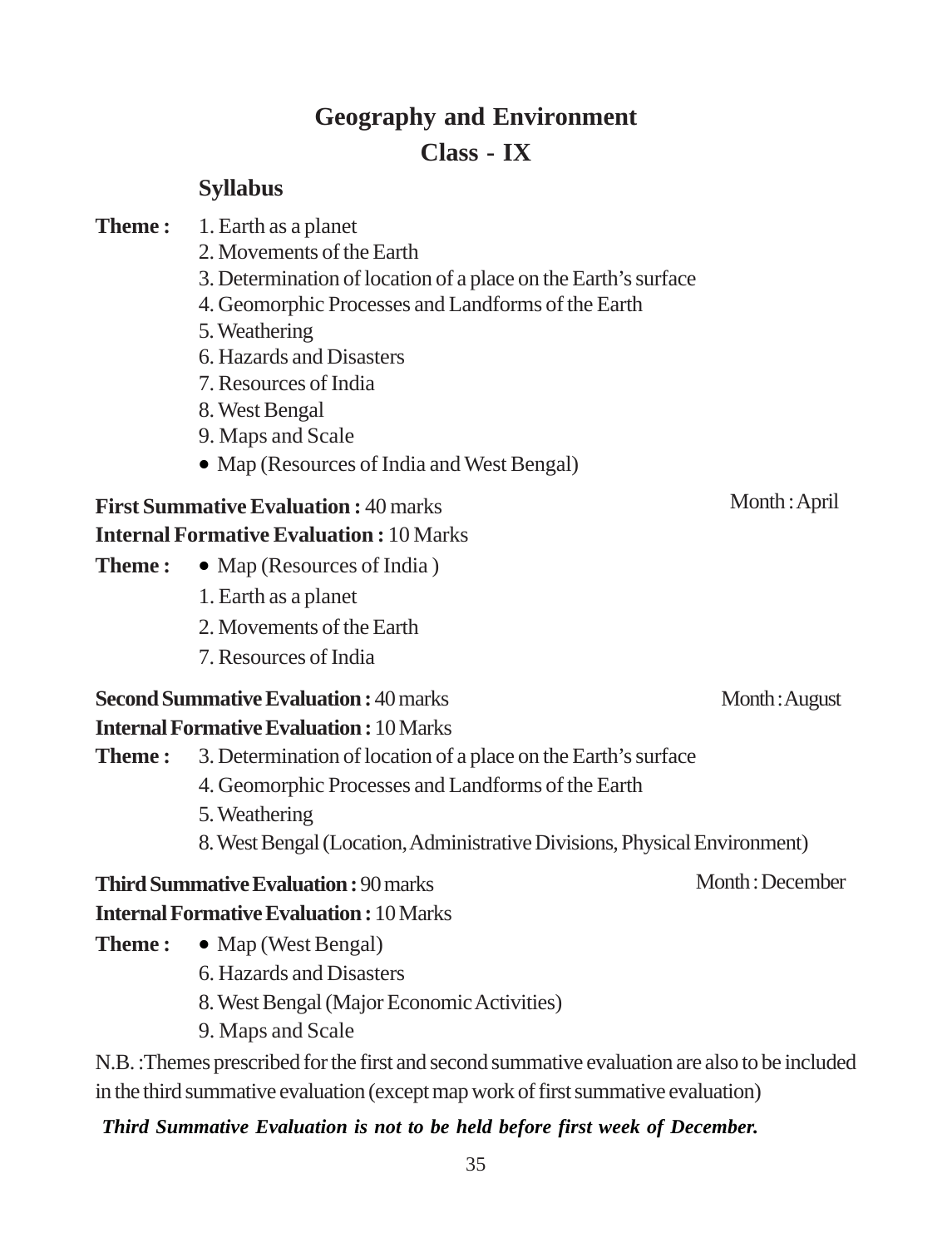# Geography and Environment

## Class - IX

### Syllabus

**Theme :** 1. Earth as a planet
2. Movements of the Earth
3. Determination of location of a place on the Earth's surface
4. Geomorphic Processes and Landforms of the Earth
5. Weathering
6. Hazards and Disasters
7. Resources of India
8. West Bengal
9. Maps and Scale
- Map (Resources of India and West Bengal)

**First Summative Evaluation :** 40 marks — Month : April
**Internal Formative Evaluation :** 10 Marks

**Theme :**
- Map (Resources of India )

1. Earth as a planet
2. Movements of the Earth
7. Resources of India

**Second Summative Evaluation :** 40 marks — Month : August
**Internal Formative Evaluation :** 10 Marks

**Theme :** 3. Determination of location of a place on the Earth's surface
4. Geomorphic Processes and Landforms of the Earth
5. Weathering
8. West Bengal (Location, Administrative Divisions, Physical Environment)

**Third Summative Evaluation :** 90 marks — Month : December
**Internal Formative Evaluation :** 10 Marks

**Theme :**
- Map (West Bengal)

6. Hazards and Disasters
8. West Bengal (Major Economic Activities)
9. Maps and Scale

N.B. :Themes prescribed for the first and second summative evaluation are also to be included in the third summative evaluation (except map work of first summative evaluation)

***Third Summative Evaluation is not to be held before first week of December.***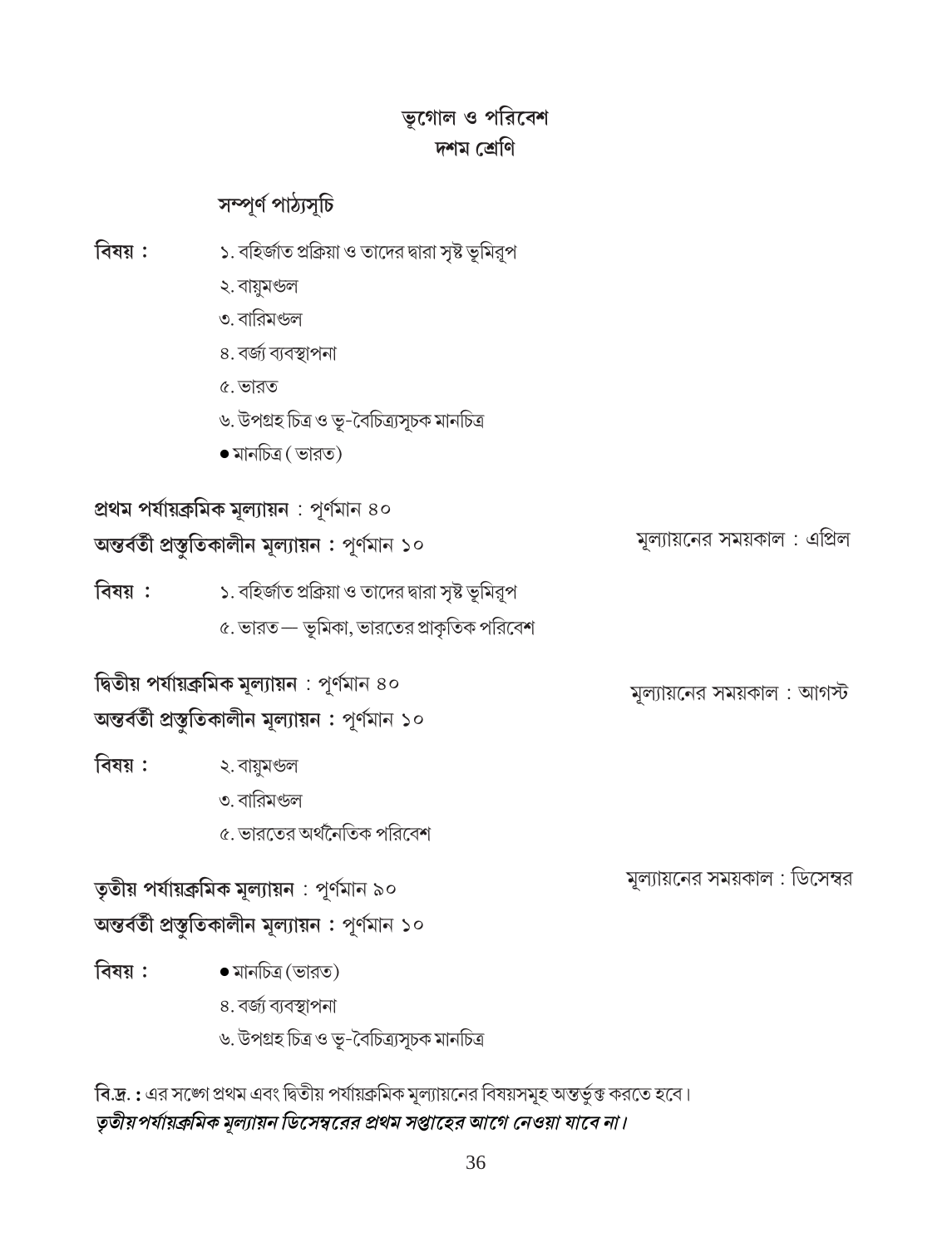# ভূগোল ও পরিবেশ
## দশম শ্রেণি

### সম্পূর্ণ পাঠ্যসূচি

**বিষয় :**

১. বহির্জাত প্রক্রিয়া ও তাদের দ্বারা সৃষ্ট ভূমিরূপ
২. বায়ুমণ্ডল
৩. বারিমণ্ডল
৪. বর্জ্য ব্যবস্থাপনা
৫. ভারত
৬. উপগ্রহ চিত্র ও ভূ-বৈচিত্র্যসূচক মানচিত্র
- মানচিত্র ( ভারত)

**প্রথম পর্যায়ক্রমিক মূল্যায়ন** : পূর্ণমান ৪০
**অন্তর্বর্তী প্রস্তুতিকালীন মূল্যায়ন :** পূর্ণমান ১০

মূল্যায়নের সময়কাল : এপ্রিল

**বিষয় :**

১. বহির্জাত প্রক্রিয়া ও তাদের দ্বারা সৃষ্ট ভূমিরূপ
৫. ভারত — ভূমিকা, ভারতের প্রাকৃতিক পরিবেশ

**দ্বিতীয় পর্যায়ক্রমিক মূল্যায়ন** : পূর্ণমান ৪০
**অন্তর্বর্তী প্রস্তুতিকালীন মূল্যায়ন :** পূর্ণমান ১০

মূল্যায়নের সময়কাল : আগস্ট

**বিষয় :**

২. বায়ুমণ্ডল
৩. বারিমণ্ডল
৫. ভারতের অর্থনৈতিক পরিবেশ

**তৃতীয় পর্যায়ক্রমিক মূল্যায়ন** : পূর্ণমান ৯০
**অন্তর্বর্তী প্রস্তুতিকালীন মূল্যায়ন :** পূর্ণমান ১০

মূল্যায়নের সময়কাল : ডিসেম্বর

**বিষয় :**

- মানচিত্র (ভারত)

৪. বর্জ্য ব্যবস্থাপনা
৬. উপগ্রহ চিত্র ও ভূ-বৈচিত্র্যসূচক মানচিত্র

**বি.দ্র. :** এর সঙ্গে প্রথম এবং দ্বিতীয় পর্যায়ক্রমিক মূল্যায়নের বিষয়সমূহ অন্তর্ভুক্ত করতে হবে।
***তৃতীয় পর্যায়ক্রমিক মূল্যায়ন ডিসেম্বরের প্রথম সপ্তাহের আগে নেওয়া যাবে না।***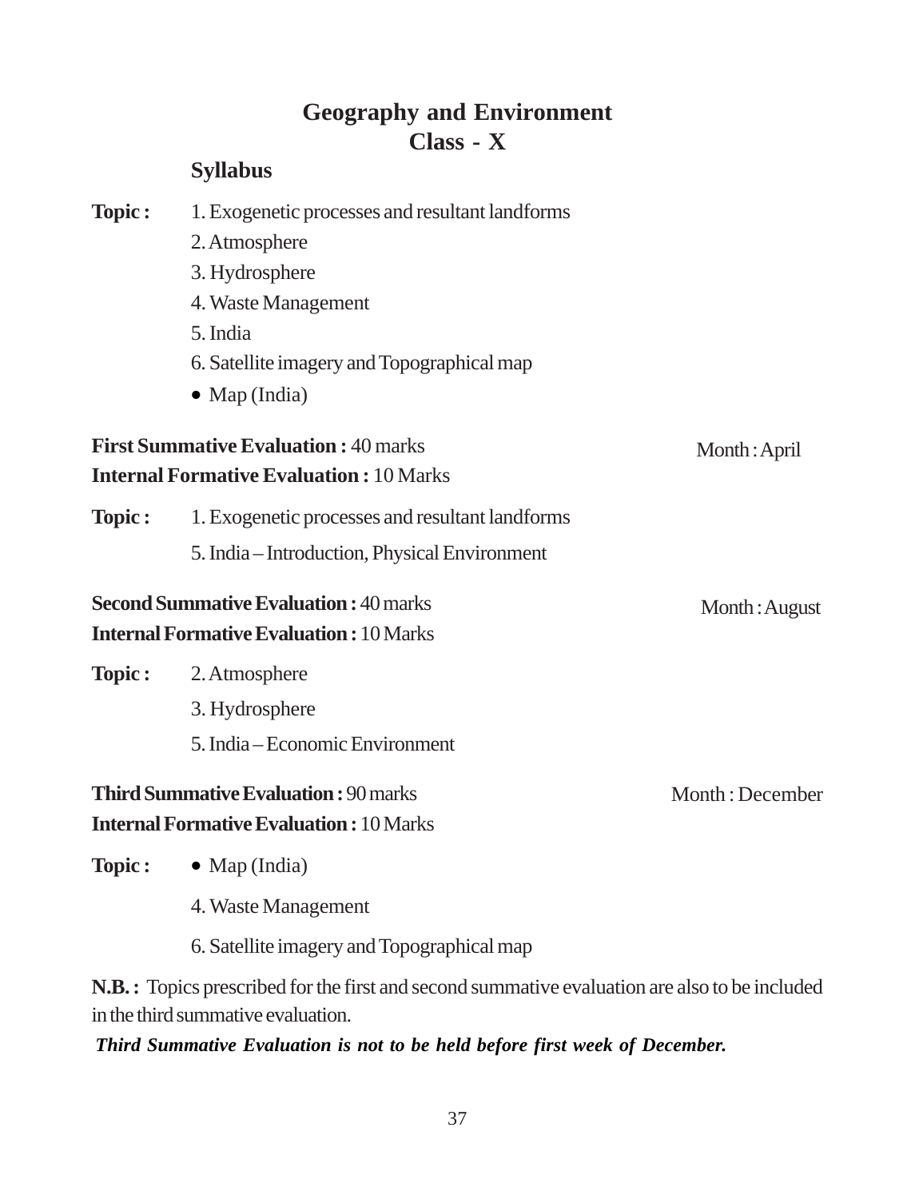# Geography and Environment

## Class - X

### Syllabus

**Topic :**
1. Exogenetic processes and resultant landforms
2. Atmosphere
3. Hydrosphere
4. Waste Management
5. India
6. Satellite imagery and Topographical map

- Map (India)

**First Summative Evaluation :** 40 marks — Month : April
**Internal Formative Evaluation :** 10 Marks

**Topic :**
1. Exogenetic processes and resultant landforms
5. India – Introduction, Physical Environment

**Second Summative Evaluation :** 40 marks — Month : August
**Internal Formative Evaluation :** 10 Marks

**Topic :**
2. Atmosphere
3. Hydrosphere
5. India – Economic Environment

**Third Summative Evaluation :** 90 marks — Month : December
**Internal Formative Evaluation :** 10 Marks

**Topic :**
- Map (India)

4. Waste Management
6. Satellite imagery and Topographical map

**N.B. :** Topics prescribed for the first and second summative evaluation are also to be included in the third summative evaluation.

***Third Summative Evaluation is not to be held before first week of December.***